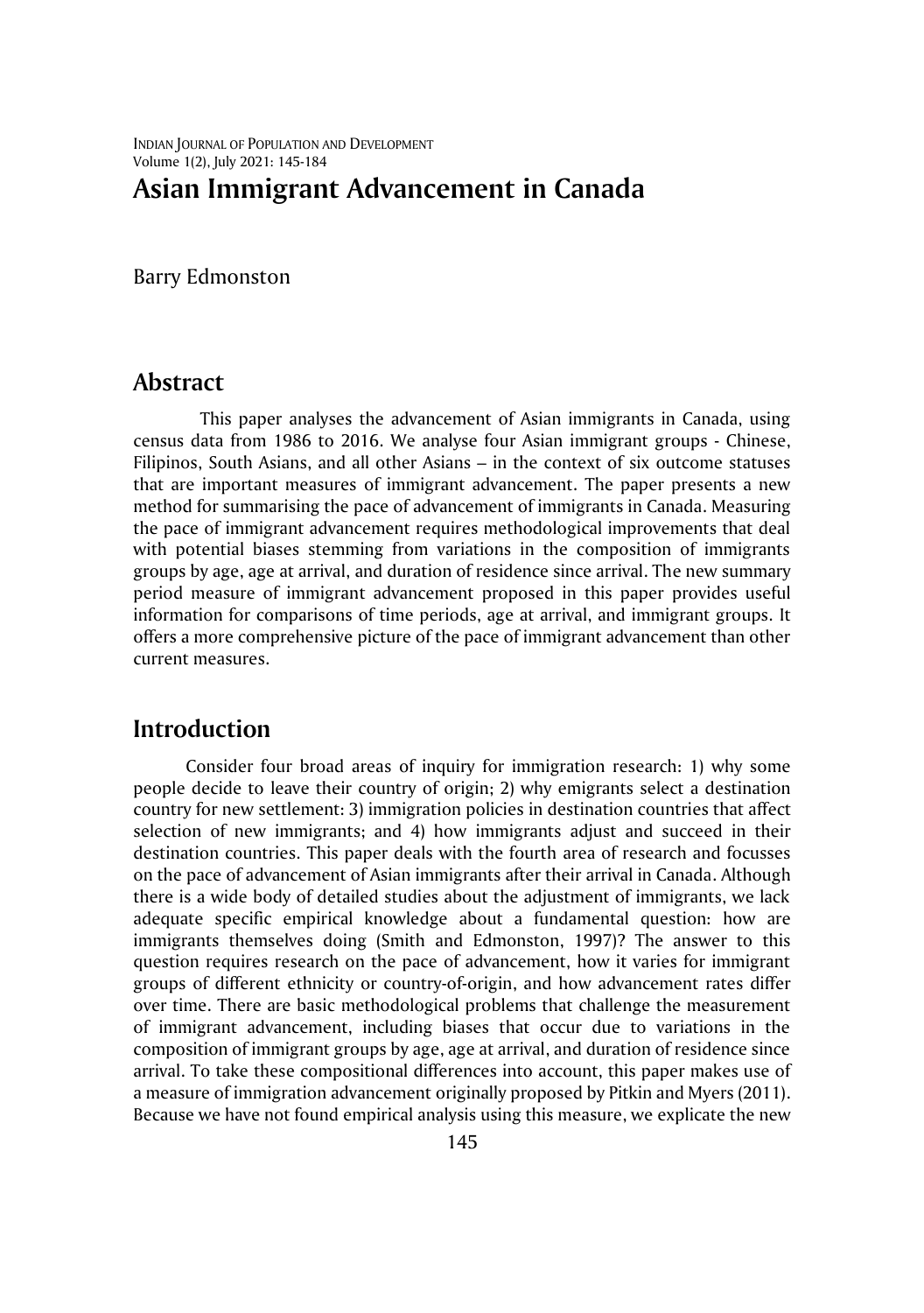# Asian Immigrant Advancement in Canada

Barry Edmonston

## Abstract

This paper analyses the advancement of Asian immigrants in Canada, using census data from 1986 to 2016. We analyse four Asian immigrant groups - Chinese, Filipinos, South Asians, and all other Asians – in the context of six outcome statuses that are important measures of immigrant advancement. The paper presents a new method for summarising the pace of advancement of immigrants in Canada. Measuring the pace of immigrant advancement requires methodological improvements that deal with potential biases stemming from variations in the composition of immigrants groups by age, age at arrival, and duration of residence since arrival. The new summary period measure of immigrant advancement proposed in this paper provides useful information for comparisons of time periods, age at arrival, and immigrant groups. It offers a more comprehensive picture of the pace of immigrant advancement than other current measures.

## Introduction

Consider four broad areas of inquiry for immigration research: 1) why some people decide to leave their country of origin; 2) why emigrants select a destination country for new settlement: 3) immigration policies in destination countries that affect selection of new immigrants; and 4) how immigrants adjust and succeed in their destination countries. This paper deals with the fourth area of research and focusses on the pace of advancement of Asian immigrants after their arrival in Canada. Although there is a wide body of detailed studies about the adjustment of immigrants, we lack adequate specific empirical knowledge about a fundamental question: how are immigrants themselves doing (Smith and Edmonston, 1997)? The answer to this question requires research on the pace of advancement, how it varies for immigrant groups of different ethnicity or country-of-origin, and how advancement rates differ over time. There are basic methodological problems that challenge the measurement of immigrant advancement, including biases that occur due to variations in the composition of immigrant groups by age, age at arrival, and duration of residence since arrival. To take these compositional differences into account, this paper makes use of a measure of immigration advancement originally proposed by Pitkin and Myers (2011). Because we have not found empirical analysis using this measure, we explicate the new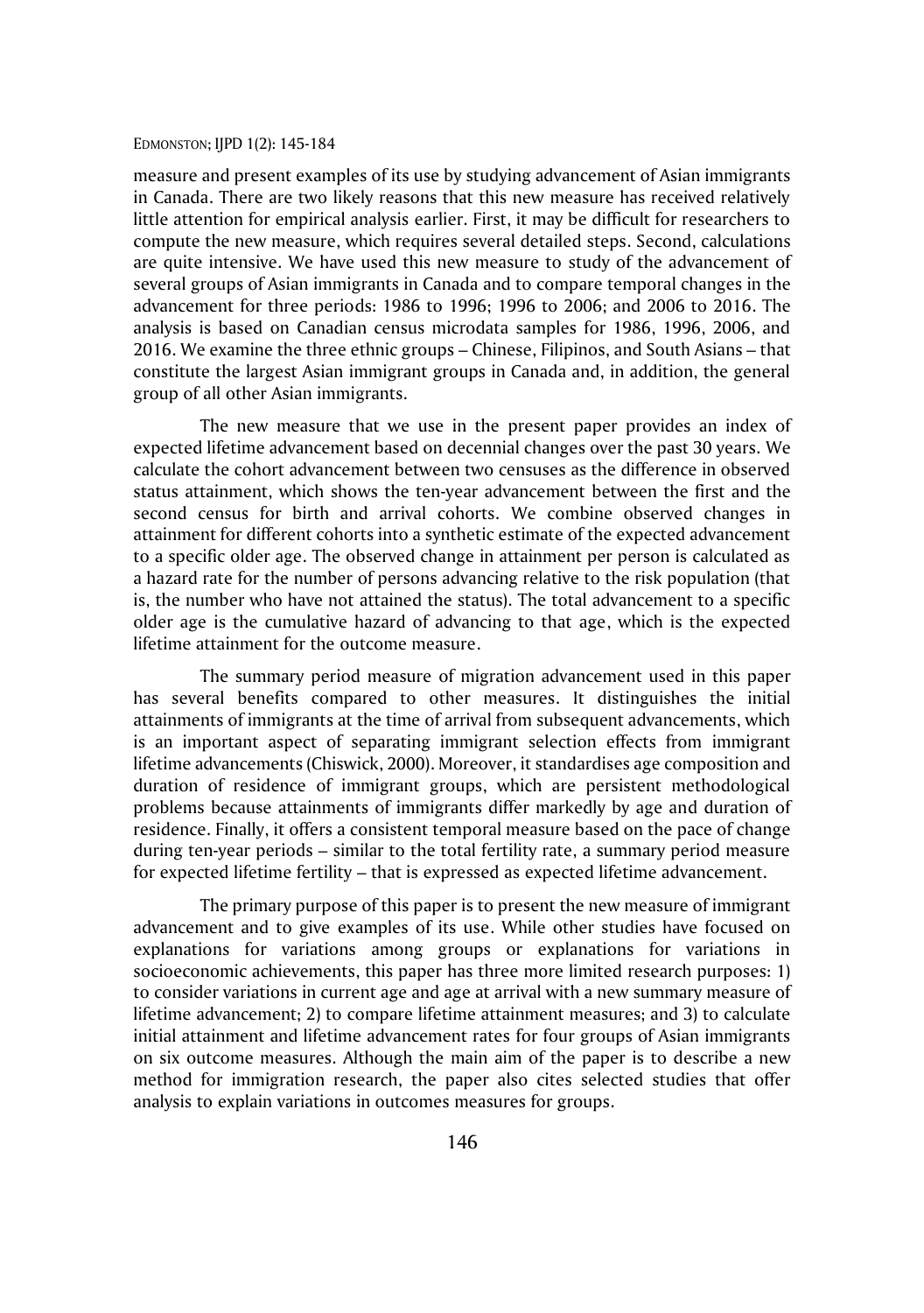measure and present examples of its use by studying advancement of Asian immigrants in Canada. There are two likely reasons that this new measure has received relatively little attention for empirical analysis earlier. First, it may be difficult for researchers to compute the new measure, which requires several detailed steps. Second, calculations are quite intensive. We have used this new measure to study of the advancement of several groups of Asian immigrants in Canada and to compare temporal changes in the advancement for three periods: 1986 to 1996; 1996 to 2006; and 2006 to 2016. The analysis is based on Canadian census microdata samples for 1986, 1996, 2006, and 2016. We examine the three ethnic groups – Chinese, Filipinos, and South Asians – that constitute the largest Asian immigrant groups in Canada and, in addition, the general group of all other Asian immigrants.

The new measure that we use in the present paper provides an index of expected lifetime advancement based on decennial changes over the past 30 years. We calculate the cohort advancement between two censuses as the difference in observed status attainment, which shows the ten-year advancement between the first and the second census for birth and arrival cohorts. We combine observed changes in attainment for different cohorts into a synthetic estimate of the expected advancement to a specific older age. The observed change in attainment per person is calculated as a hazard rate for the number of persons advancing relative to the risk population (that is, the number who have not attained the status). The total advancement to a specific older age is the cumulative hazard of advancing to that age, which is the expected lifetime attainment for the outcome measure.

The summary period measure of migration advancement used in this paper has several benefits compared to other measures. It distinguishes the initial attainments of immigrants at the time of arrival from subsequent advancements, which is an important aspect of separating immigrant selection effects from immigrant lifetime advancements (Chiswick, 2000). Moreover, it standardises age composition and duration of residence of immigrant groups, which are persistent methodological problems because attainments of immigrants differ markedly by age and duration of residence. Finally, it offers a consistent temporal measure based on the pace of change during ten-year periods – similar to the total fertility rate, a summary period measure for expected lifetime fertility – that is expressed as expected lifetime advancement.

The primary purpose of this paper is to present the new measure of immigrant advancement and to give examples of its use. While other studies have focused on explanations for variations among groups or explanations for variations in socioeconomic achievements, this paper has three more limited research purposes: 1) to consider variations in current age and age at arrival with a new summary measure of lifetime advancement; 2) to compare lifetime attainment measures; and 3) to calculate initial attainment and lifetime advancement rates for four groups of Asian immigrants on six outcome measures. Although the main aim of the paper is to describe a new method for immigration research, the paper also cites selected studies that offer analysis to explain variations in outcomes measures for groups.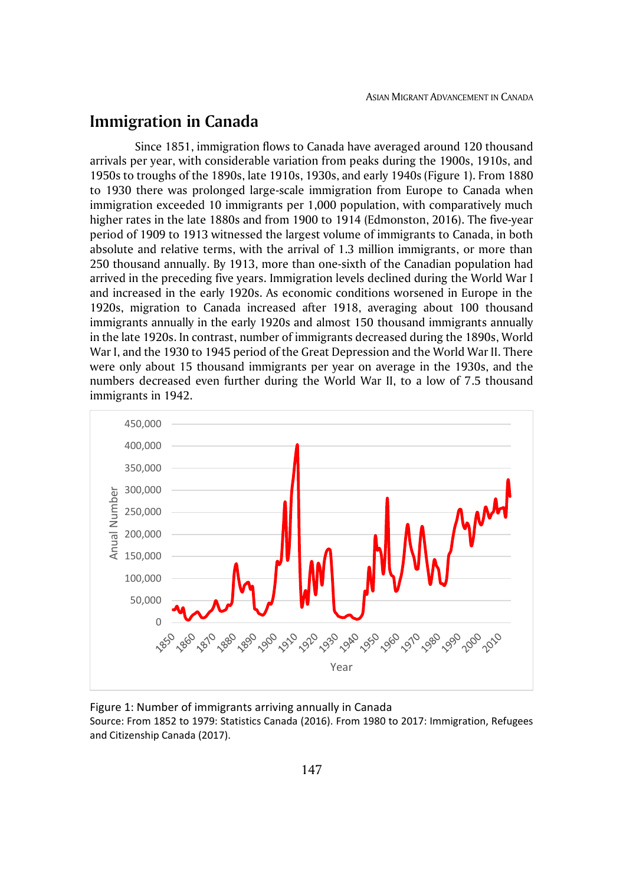## Immigration in Canada

Since 1851, immigration flows to Canada have averaged around 120 thousand arrivals per year, with considerable variation from peaks during the 1900s, 1910s, and 1950s to troughs of the 1890s, late 1910s, 1930s, and early 1940s (Figure 1). From 1880 to 1930 there was prolonged large-scale immigration from Europe to Canada when immigration exceeded 10 immigrants per 1,000 population, with comparatively much higher rates in the late 1880s and from 1900 to 1914 (Edmonston, 2016). The five-year period of 1909 to 1913 witnessed the largest volume of immigrants to Canada, in both absolute and relative terms, with the arrival of 1.3 million immigrants, or more than 250 thousand annually. By 1913, more than one-sixth of the Canadian population had arrived in the preceding five years. Immigration levels declined during the World War I and increased in the early 1920s. As economic conditions worsened in Europe in the 1920s, migration to Canada increased after 1918, averaging about 100 thousand immigrants annually in the early 1920s and almost 150 thousand immigrants annually in the late 1920s. In contrast, number of immigrants decreased during the 1890s, World War I, and the 1930 to 1945 period of the Great Depression and the World War II. There were only about 15 thousand immigrants per year on average in the 1930s, and the numbers decreased even further during the World War II, to a low of 7.5 thousand immigrants in 1942.

Figure 1: Number of immigrants arriving annually in Canada

Source: From 1852 to 1979: Statistics Canada (2016). From 1980 to 2017: Immigration, Refugees and Citizenship Canada (2017).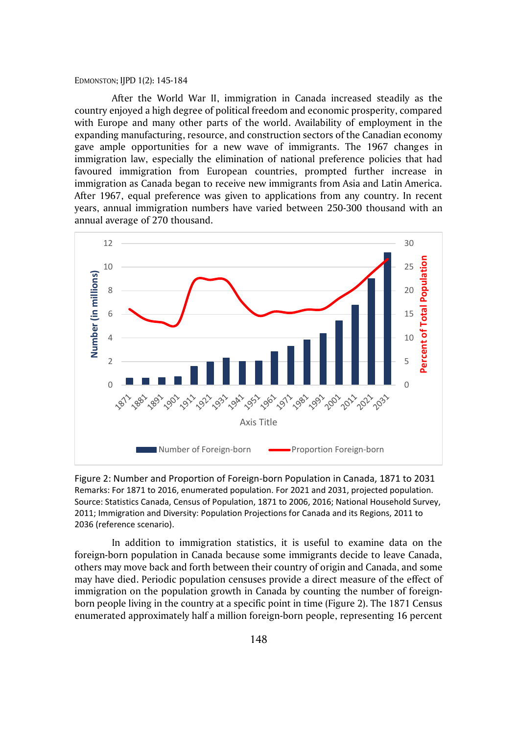After the World War II, immigration in Canada increased steadily as the country enjoyed a high degree of political freedom and economic prosperity, compared with Europe and many other parts of the world. Availability of employment in the expanding manufacturing, resource, and construction sectors of the Canadian economy gave ample opportunities for a new wave of immigrants. The 1967 changes in immigration law, especially the elimination of national preference policies that had favoured immigration from European countries, prompted further increase in immigration as Canada began to receive new immigrants from Asia and Latin America. After 1967, equal preference was given to applications from any country. In recent years, annual immigration numbers have varied between 250-300 thousand with an annual average of 270 thousand.

Figure 2: Number and Proportion of Foreign-born Population in Canada, 1871 to 2031
Remarks: For 1871 to 2016, enumerated population. For 2021 and 2031, projected population.
Source: Statistics Canada, Census of Population, 1871 to 2006, 2016; National Household Survey, 2011; Immigration and Diversity: Population Projections for Canada and its Regions, 2011 to 2036 (reference scenario).

In addition to immigration statistics, it is useful to examine data on the foreign-born population in Canada because some immigrants decide to leave Canada, others may move back and forth between their country of origin and Canada, and some may have died. Periodic population censuses provide a direct measure of the effect of immigration on the population growth in Canada by counting the number of foreign-born people living in the country at a specific point in time (Figure 2). The 1871 Census enumerated approximately half a million foreign-born people, representing 16 percent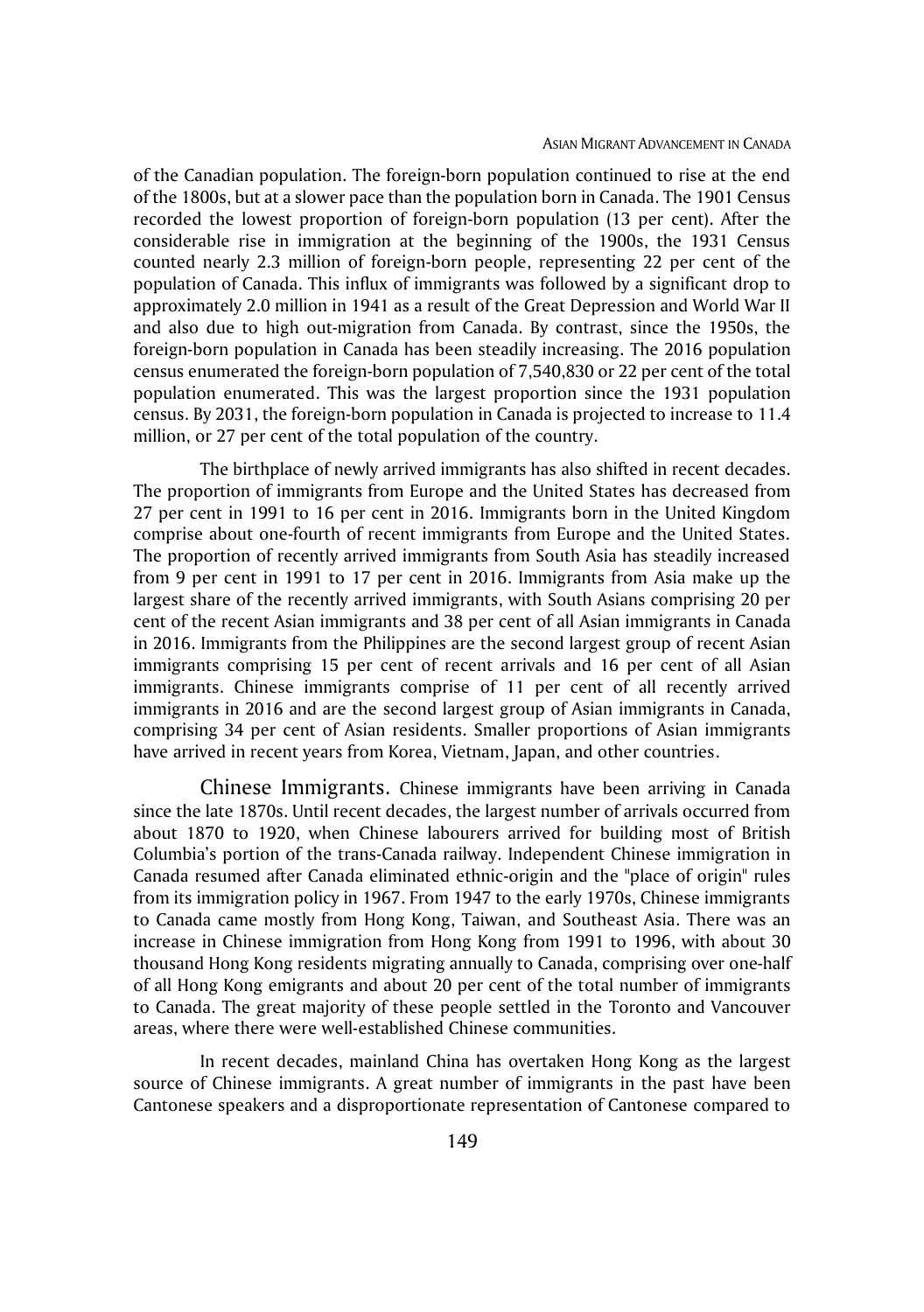of the Canadian population. The foreign-born population continued to rise at the end of the 1800s, but at a slower pace than the population born in Canada. The 1901 Census recorded the lowest proportion of foreign-born population (13 per cent). After the considerable rise in immigration at the beginning of the 1900s, the 1931 Census counted nearly 2.3 million of foreign-born people, representing 22 per cent of the population of Canada. This influx of immigrants was followed by a significant drop to approximately 2.0 million in 1941 as a result of the Great Depression and World War II and also due to high out-migration from Canada. By contrast, since the 1950s, the foreign-born population in Canada has been steadily increasing. The 2016 population census enumerated the foreign-born population of 7,540,830 or 22 per cent of the total population enumerated. This was the largest proportion since the 1931 population census. By 2031, the foreign-born population in Canada is projected to increase to 11.4 million, or 27 per cent of the total population of the country.

The birthplace of newly arrived immigrants has also shifted in recent decades. The proportion of immigrants from Europe and the United States has decreased from 27 per cent in 1991 to 16 per cent in 2016. Immigrants born in the United Kingdom comprise about one-fourth of recent immigrants from Europe and the United States. The proportion of recently arrived immigrants from South Asia has steadily increased from 9 per cent in 1991 to 17 per cent in 2016. Immigrants from Asia make up the largest share of the recently arrived immigrants, with South Asians comprising 20 per cent of the recent Asian immigrants and 38 per cent of all Asian immigrants in Canada in 2016. Immigrants from the Philippines are the second largest group of recent Asian immigrants comprising 15 per cent of recent arrivals and 16 per cent of all Asian immigrants. Chinese immigrants comprise of 11 per cent of all recently arrived immigrants in 2016 and are the second largest group of Asian immigrants in Canada, comprising 34 per cent of Asian residents. Smaller proportions of Asian immigrants have arrived in recent years from Korea, Vietnam, Japan, and other countries.

### Chinese Immigrants.

Chinese immigrants have been arriving in Canada since the late 1870s. Until recent decades, the largest number of arrivals occurred from about 1870 to 1920, when Chinese labourers arrived for building most of British Columbia's portion of the trans-Canada railway. Independent Chinese immigration in Canada resumed after Canada eliminated ethnic-origin and the "place of origin" rules from its immigration policy in 1967. From 1947 to the early 1970s, Chinese immigrants to Canada came mostly from Hong Kong, Taiwan, and Southeast Asia. There was an increase in Chinese immigration from Hong Kong from 1991 to 1996, with about 30 thousand Hong Kong residents migrating annually to Canada, comprising over one-half of all Hong Kong emigrants and about 20 per cent of the total number of immigrants to Canada. The great majority of these people settled in the Toronto and Vancouver areas, where there were well-established Chinese communities.

In recent decades, mainland China has overtaken Hong Kong as the largest source of Chinese immigrants. A great number of immigrants in the past have been Cantonese speakers and a disproportionate representation of Cantonese compared to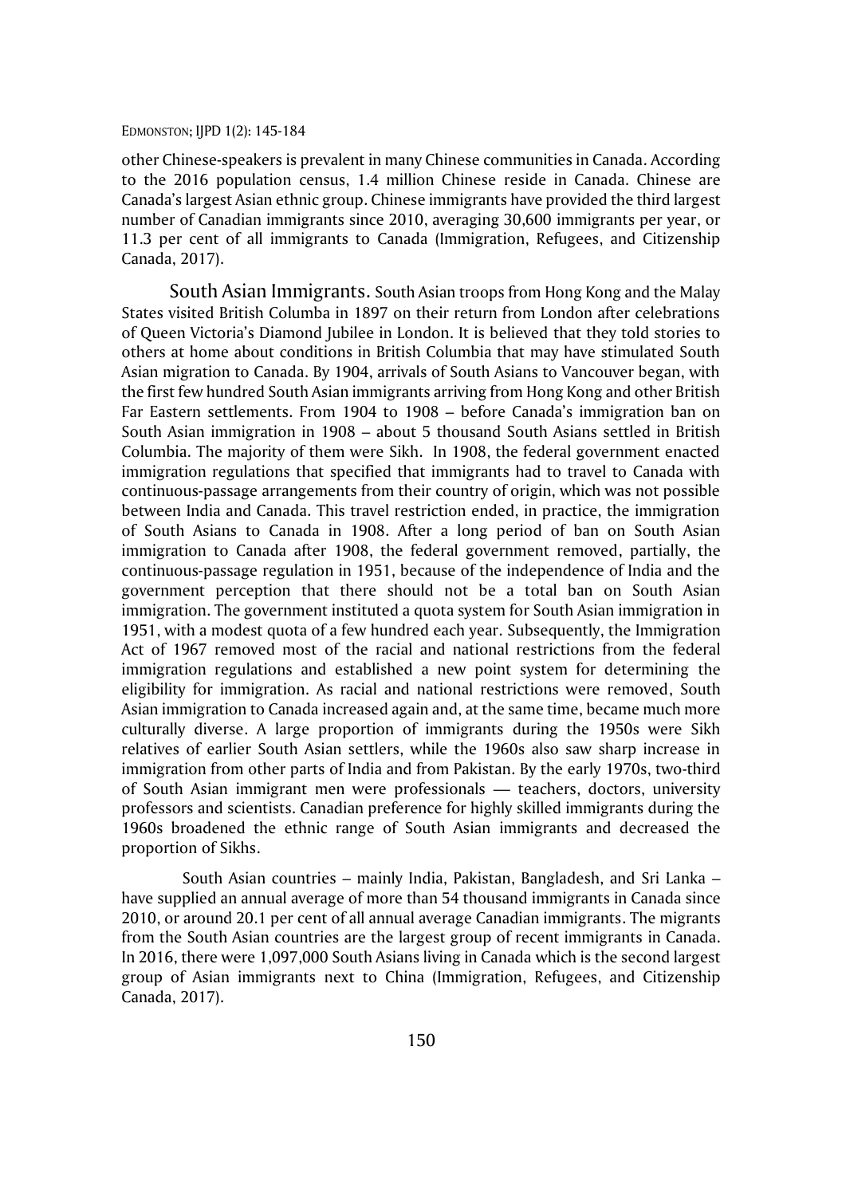other Chinese-speakers is prevalent in many Chinese communities in Canada. According to the 2016 population census, 1.4 million Chinese reside in Canada. Chinese are Canada's largest Asian ethnic group. Chinese immigrants have provided the third largest number of Canadian immigrants since 2010, averaging 30,600 immigrants per year, or 11.3 per cent of all immigrants to Canada (Immigration, Refugees, and Citizenship Canada, 2017).

South Asian Immigrants. South Asian troops from Hong Kong and the Malay States visited British Columba in 1897 on their return from London after celebrations of Queen Victoria's Diamond Jubilee in London. It is believed that they told stories to others at home about conditions in British Columbia that may have stimulated South Asian migration to Canada. By 1904, arrivals of South Asians to Vancouver began, with the first few hundred South Asian immigrants arriving from Hong Kong and other British Far Eastern settlements. From 1904 to 1908 – before Canada's immigration ban on South Asian immigration in 1908 – about 5 thousand South Asians settled in British Columbia. The majority of them were Sikh. In 1908, the federal government enacted immigration regulations that specified that immigrants had to travel to Canada with continuous-passage arrangements from their country of origin, which was not possible between India and Canada. This travel restriction ended, in practice, the immigration of South Asians to Canada in 1908. After a long period of ban on South Asian immigration to Canada after 1908, the federal government removed, partially, the continuous-passage regulation in 1951, because of the independence of India and the government perception that there should not be a total ban on South Asian immigration. The government instituted a quota system for South Asian immigration in 1951, with a modest quota of a few hundred each year. Subsequently, the Immigration Act of 1967 removed most of the racial and national restrictions from the federal immigration regulations and established a new point system for determining the eligibility for immigration. As racial and national restrictions were removed, South Asian immigration to Canada increased again and, at the same time, became much more culturally diverse. A large proportion of immigrants during the 1950s were Sikh relatives of earlier South Asian settlers, while the 1960s also saw sharp increase in immigration from other parts of India and from Pakistan. By the early 1970s, two-third of South Asian immigrant men were professionals — teachers, doctors, university professors and scientists. Canadian preference for highly skilled immigrants during the 1960s broadened the ethnic range of South Asian immigrants and decreased the proportion of Sikhs.

South Asian countries – mainly India, Pakistan, Bangladesh, and Sri Lanka – have supplied an annual average of more than 54 thousand immigrants in Canada since 2010, or around 20.1 per cent of all annual average Canadian immigrants. The migrants from the South Asian countries are the largest group of recent immigrants in Canada. In 2016, there were 1,097,000 South Asians living in Canada which is the second largest group of Asian immigrants next to China (Immigration, Refugees, and Citizenship Canada, 2017).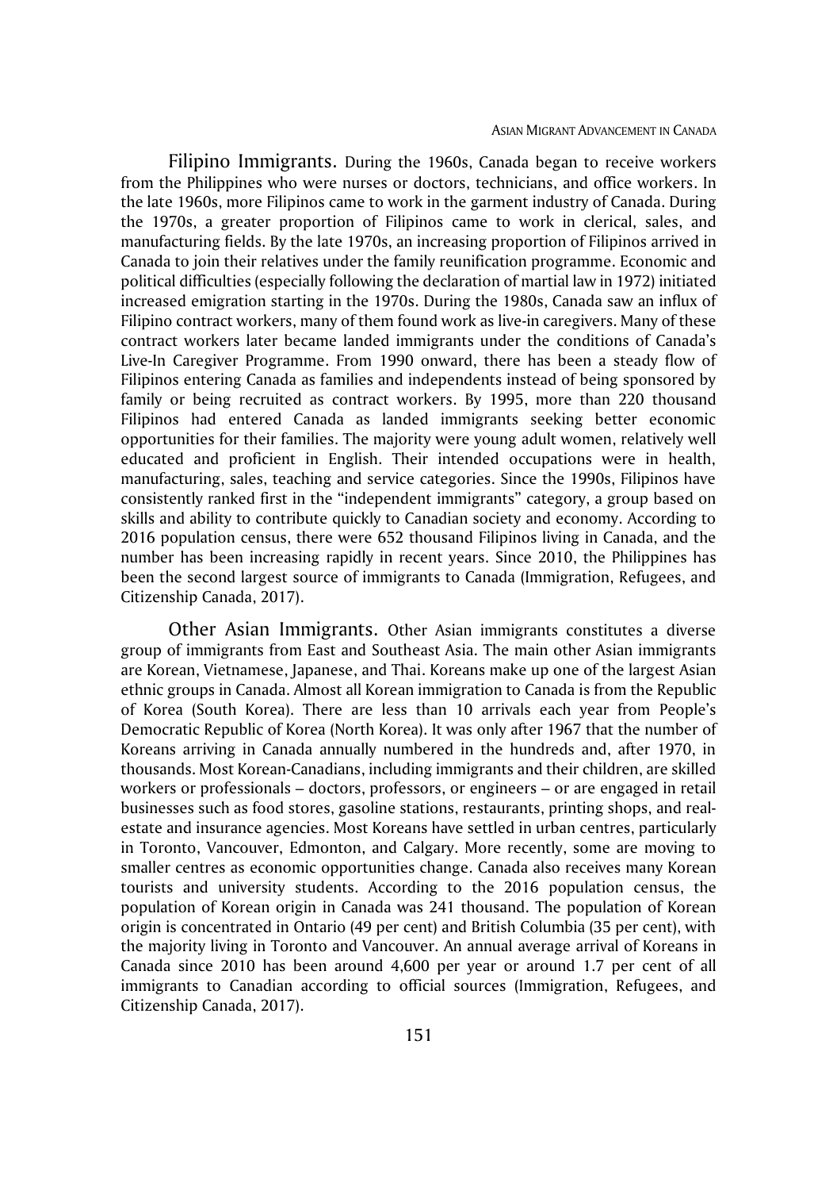**Filipino Immigrants.** During the 1960s, Canada began to receive workers from the Philippines who were nurses or doctors, technicians, and office workers. In the late 1960s, more Filipinos came to work in the garment industry of Canada. During the 1970s, a greater proportion of Filipinos came to work in clerical, sales, and manufacturing fields. By the late 1970s, an increasing proportion of Filipinos arrived in Canada to join their relatives under the family reunification programme. Economic and political difficulties (especially following the declaration of martial law in 1972) initiated increased emigration starting in the 1970s. During the 1980s, Canada saw an influx of Filipino contract workers, many of them found work as live-in caregivers. Many of these contract workers later became landed immigrants under the conditions of Canada's Live-In Caregiver Programme. From 1990 onward, there has been a steady flow of Filipinos entering Canada as families and independents instead of being sponsored by family or being recruited as contract workers. By 1995, more than 220 thousand Filipinos had entered Canada as landed immigrants seeking better economic opportunities for their families. The majority were young adult women, relatively well educated and proficient in English. Their intended occupations were in health, manufacturing, sales, teaching and service categories. Since the 1990s, Filipinos have consistently ranked first in the "independent immigrants" category, a group based on skills and ability to contribute quickly to Canadian society and economy. According to 2016 population census, there were 652 thousand Filipinos living in Canada, and the number has been increasing rapidly in recent years. Since 2010, the Philippines has been the second largest source of immigrants to Canada (Immigration, Refugees, and Citizenship Canada, 2017).

**Other Asian Immigrants.** Other Asian immigrants constitutes a diverse group of immigrants from East and Southeast Asia. The main other Asian immigrants are Korean, Vietnamese, Japanese, and Thai. Koreans make up one of the largest Asian ethnic groups in Canada. Almost all Korean immigration to Canada is from the Republic of Korea (South Korea). There are less than 10 arrivals each year from People's Democratic Republic of Korea (North Korea). It was only after 1967 that the number of Koreans arriving in Canada annually numbered in the hundreds and, after 1970, in thousands. Most Korean-Canadians, including immigrants and their children, are skilled workers or professionals – doctors, professors, or engineers – or are engaged in retail businesses such as food stores, gasoline stations, restaurants, printing shops, and real-estate and insurance agencies. Most Koreans have settled in urban centres, particularly in Toronto, Vancouver, Edmonton, and Calgary. More recently, some are moving to smaller centres as economic opportunities change. Canada also receives many Korean tourists and university students. According to the 2016 population census, the population of Korean origin in Canada was 241 thousand. The population of Korean origin is concentrated in Ontario (49 per cent) and British Columbia (35 per cent), with the majority living in Toronto and Vancouver. An annual average arrival of Koreans in Canada since 2010 has been around 4,600 per year or around 1.7 per cent of all immigrants to Canadian according to official sources (Immigration, Refugees, and Citizenship Canada, 2017).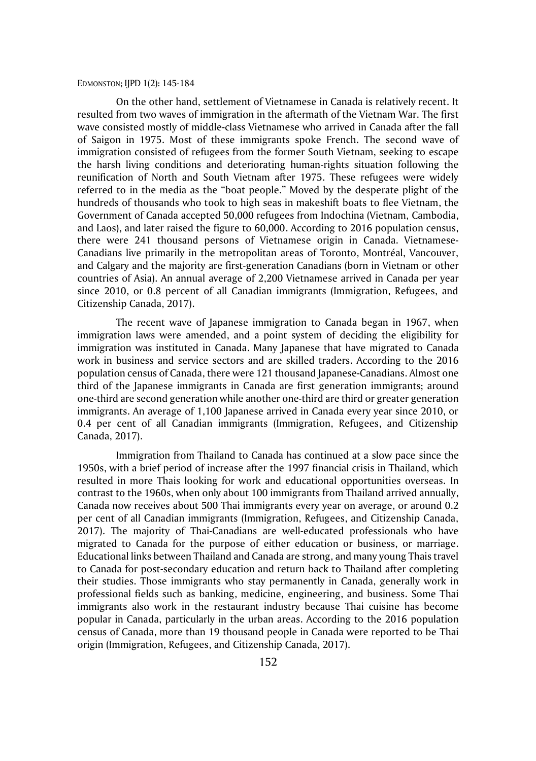On the other hand, settlement of Vietnamese in Canada is relatively recent. It resulted from two waves of immigration in the aftermath of the Vietnam War. The first wave consisted mostly of middle-class Vietnamese who arrived in Canada after the fall of Saigon in 1975. Most of these immigrants spoke French. The second wave of immigration consisted of refugees from the former South Vietnam, seeking to escape the harsh living conditions and deteriorating human-rights situation following the reunification of North and South Vietnam after 1975. These refugees were widely referred to in the media as the "boat people." Moved by the desperate plight of the hundreds of thousands who took to high seas in makeshift boats to flee Vietnam, the Government of Canada accepted 50,000 refugees from Indochina (Vietnam, Cambodia, and Laos), and later raised the figure to 60,000. According to 2016 population census, there were 241 thousand persons of Vietnamese origin in Canada. Vietnamese-Canadians live primarily in the metropolitan areas of Toronto, Montréal, Vancouver, and Calgary and the majority are first-generation Canadians (born in Vietnam or other countries of Asia). An annual average of 2,200 Vietnamese arrived in Canada per year since 2010, or 0.8 percent of all Canadian immigrants (Immigration, Refugees, and Citizenship Canada, 2017).

The recent wave of Japanese immigration to Canada began in 1967, when immigration laws were amended, and a point system of deciding the eligibility for immigration was instituted in Canada. Many Japanese that have migrated to Canada work in business and service sectors and are skilled traders. According to the 2016 population census of Canada, there were 121 thousand Japanese-Canadians. Almost one third of the Japanese immigrants in Canada are first generation immigrants; around one-third are second generation while another one-third are third or greater generation immigrants. An average of 1,100 Japanese arrived in Canada every year since 2010, or 0.4 per cent of all Canadian immigrants (Immigration, Refugees, and Citizenship Canada, 2017).

Immigration from Thailand to Canada has continued at a slow pace since the 1950s, with a brief period of increase after the 1997 financial crisis in Thailand, which resulted in more Thais looking for work and educational opportunities overseas. In contrast to the 1960s, when only about 100 immigrants from Thailand arrived annually, Canada now receives about 500 Thai immigrants every year on average, or around 0.2 per cent of all Canadian immigrants (Immigration, Refugees, and Citizenship Canada, 2017). The majority of Thai-Canadians are well-educated professionals who have migrated to Canada for the purpose of either education or business, or marriage. Educational links between Thailand and Canada are strong, and many young Thais travel to Canada for post-secondary education and return back to Thailand after completing their studies. Those immigrants who stay permanently in Canada, generally work in professional fields such as banking, medicine, engineering, and business. Some Thai immigrants also work in the restaurant industry because Thai cuisine has become popular in Canada, particularly in the urban areas. According to the 2016 population census of Canada, more than 19 thousand people in Canada were reported to be Thai origin (Immigration, Refugees, and Citizenship Canada, 2017).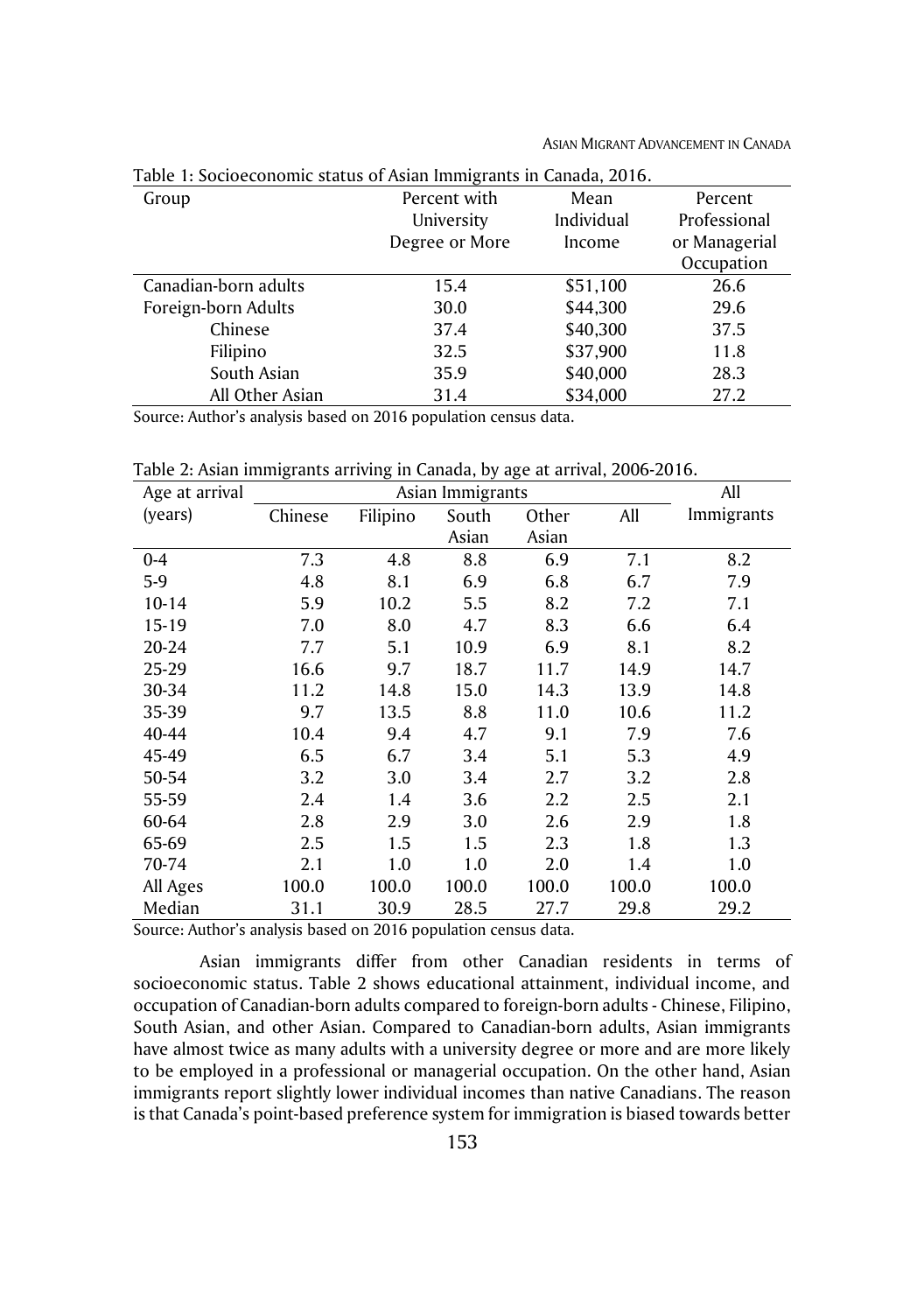Table 1: Socioeconomic status of Asian Immigrants in Canada, 2016.

| Group | Percent with University Degree or More | Mean Individual Income | Percent Professional or Managerial Occupation |
|---|---|---|---|
| Canadian-born adults | 15.4 | $51,100 | 26.6 |
| Foreign-born Adults | 30.0 | $44,300 | 29.6 |
| Chinese | 37.4 | $40,300 | 37.5 |
| Filipino | 32.5 | $37,900 | 11.8 |
| South Asian | 35.9 | $40,000 | 28.3 |
| All Other Asian | 31.4 | $34,000 | 27.2 |

Source: Author's analysis based on 2016 population census data.

Table 2: Asian immigrants arriving in Canada, by age at arrival, 2006-2016.

| Age at arrival (years) | Asian Immigrants | | | | | All Immigrants |
|---|---|---|---|---|---|---|
| | Chinese | Filipino | South Asian | Other Asian | All | |
| 0-4 | 7.3 | 4.8 | 8.8 | 6.9 | 7.1 | 8.2 |
| 5-9 | 4.8 | 8.1 | 6.9 | 6.8 | 6.7 | 7.9 |
| 10-14 | 5.9 | 10.2 | 5.5 | 8.2 | 7.2 | 7.1 |
| 15-19 | 7.0 | 8.0 | 4.7 | 8.3 | 6.6 | 6.4 |
| 20-24 | 7.7 | 5.1 | 10.9 | 6.9 | 8.1 | 8.2 |
| 25-29 | 16.6 | 9.7 | 18.7 | 11.7 | 14.9 | 14.7 |
| 30-34 | 11.2 | 14.8 | 15.0 | 14.3 | 13.9 | 14.8 |
| 35-39 | 9.7 | 13.5 | 8.8 | 11.0 | 10.6 | 11.2 |
| 40-44 | 10.4 | 9.4 | 4.7 | 9.1 | 7.9 | 7.6 |
| 45-49 | 6.5 | 6.7 | 3.4 | 5.1 | 5.3 | 4.9 |
| 50-54 | 3.2 | 3.0 | 3.4 | 2.7 | 3.2 | 2.8 |
| 55-59 | 2.4 | 1.4 | 3.6 | 2.2 | 2.5 | 2.1 |
| 60-64 | 2.8 | 2.9 | 3.0 | 2.6 | 2.9 | 1.8 |
| 65-69 | 2.5 | 1.5 | 1.5 | 2.3 | 1.8 | 1.3 |
| 70-74 | 2.1 | 1.0 | 1.0 | 2.0 | 1.4 | 1.0 |
| All Ages | 100.0 | 100.0 | 100.0 | 100.0 | 100.0 | 100.0 |
| Median | 31.1 | 30.9 | 28.5 | 27.7 | 29.8 | 29.2 |

Source: Author's analysis based on 2016 population census data.

Asian immigrants differ from other Canadian residents in terms of socioeconomic status. Table 2 shows educational attainment, individual income, and occupation of Canadian-born adults compared to foreign-born adults - Chinese, Filipino, South Asian, and other Asian. Compared to Canadian-born adults, Asian immigrants have almost twice as many adults with a university degree or more and are more likely to be employed in a professional or managerial occupation. On the other hand, Asian immigrants report slightly lower individual incomes than native Canadians. The reason is that Canada's point-based preference system for immigration is biased towards better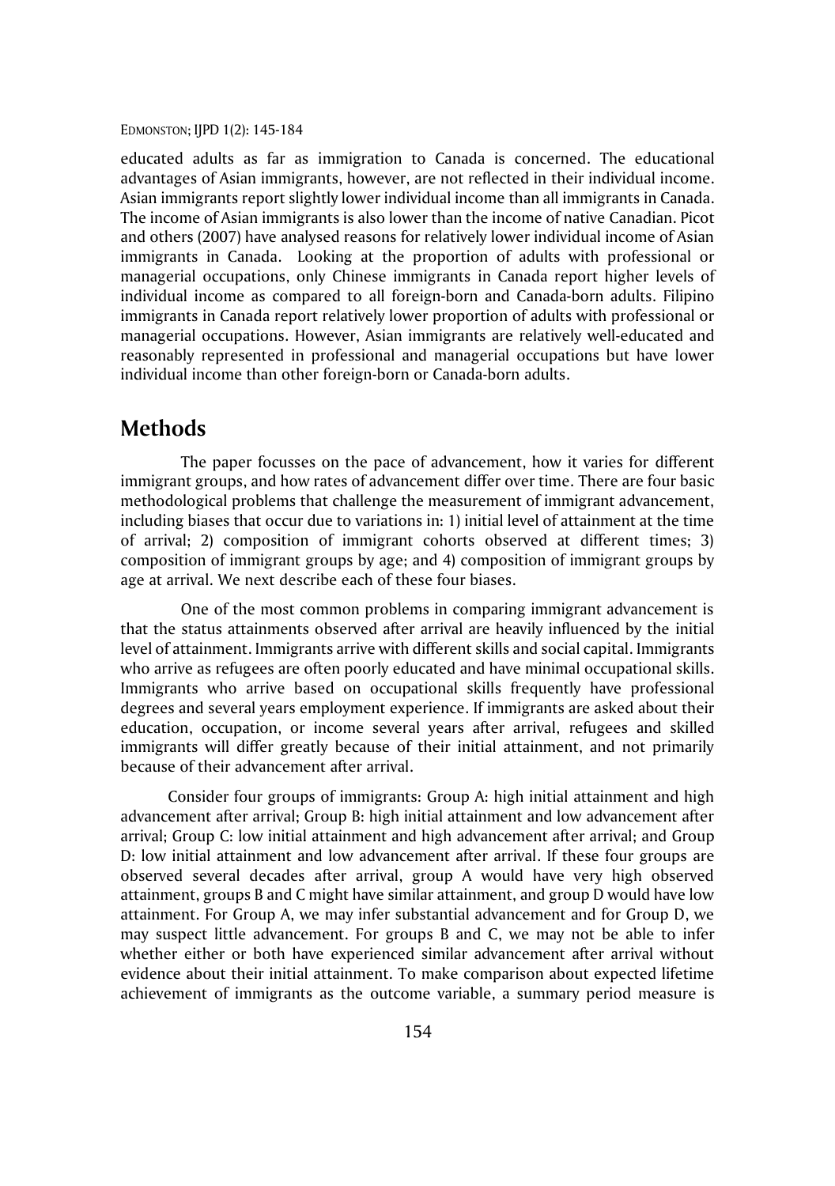educated adults as far as immigration to Canada is concerned. The educational advantages of Asian immigrants, however, are not reflected in their individual income. Asian immigrants report slightly lower individual income than all immigrants in Canada. The income of Asian immigrants is also lower than the income of native Canadian. Picot and others (2007) have analysed reasons for relatively lower individual income of Asian immigrants in Canada. Looking at the proportion of adults with professional or managerial occupations, only Chinese immigrants in Canada report higher levels of individual income as compared to all foreign-born and Canada-born adults. Filipino immigrants in Canada report relatively lower proportion of adults with professional or managerial occupations. However, Asian immigrants are relatively well-educated and reasonably represented in professional and managerial occupations but have lower individual income than other foreign-born or Canada-born adults.

## Methods

The paper focusses on the pace of advancement, how it varies for different immigrant groups, and how rates of advancement differ over time. There are four basic methodological problems that challenge the measurement of immigrant advancement, including biases that occur due to variations in: 1) initial level of attainment at the time of arrival; 2) composition of immigrant cohorts observed at different times; 3) composition of immigrant groups by age; and 4) composition of immigrant groups by age at arrival. We next describe each of these four biases.

One of the most common problems in comparing immigrant advancement is that the status attainments observed after arrival are heavily influenced by the initial level of attainment. Immigrants arrive with different skills and social capital. Immigrants who arrive as refugees are often poorly educated and have minimal occupational skills. Immigrants who arrive based on occupational skills frequently have professional degrees and several years employment experience. If immigrants are asked about their education, occupation, or income several years after arrival, refugees and skilled immigrants will differ greatly because of their initial attainment, and not primarily because of their advancement after arrival.

Consider four groups of immigrants: Group A: high initial attainment and high advancement after arrival; Group B: high initial attainment and low advancement after arrival; Group C: low initial attainment and high advancement after arrival; and Group D: low initial attainment and low advancement after arrival. If these four groups are observed several decades after arrival, group A would have very high observed attainment, groups B and C might have similar attainment, and group D would have low attainment. For Group A, we may infer substantial advancement and for Group D, we may suspect little advancement. For groups B and C, we may not be able to infer whether either or both have experienced similar advancement after arrival without evidence about their initial attainment. To make comparison about expected lifetime achievement of immigrants as the outcome variable, a summary period measure is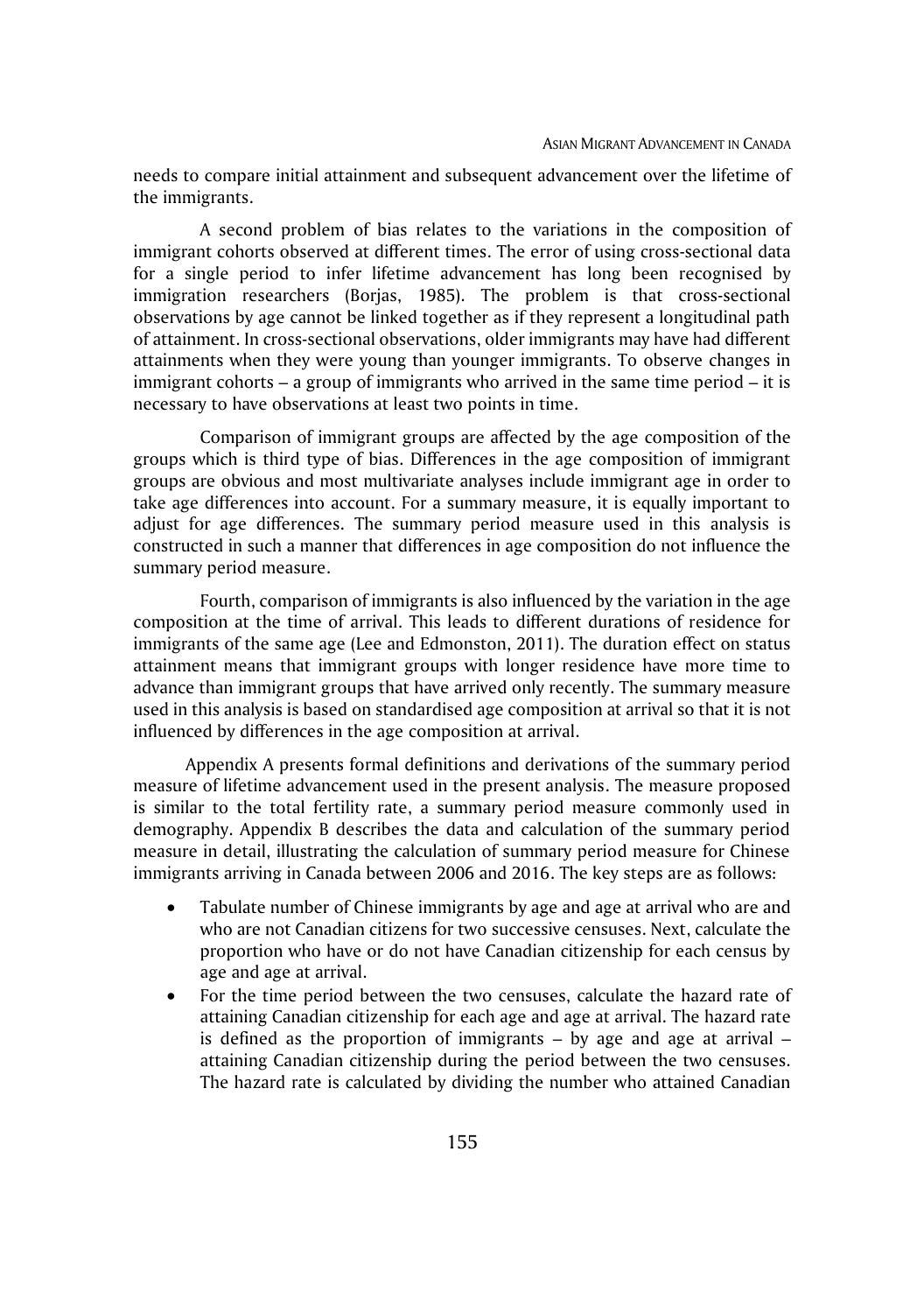needs to compare initial attainment and subsequent advancement over the lifetime of the immigrants.

A second problem of bias relates to the variations in the composition of immigrant cohorts observed at different times. The error of using cross-sectional data for a single period to infer lifetime advancement has long been recognised by immigration researchers (Borjas, 1985). The problem is that cross-sectional observations by age cannot be linked together as if they represent a longitudinal path of attainment. In cross-sectional observations, older immigrants may have had different attainments when they were young than younger immigrants. To observe changes in immigrant cohorts – a group of immigrants who arrived in the same time period – it is necessary to have observations at least two points in time.

Comparison of immigrant groups are affected by the age composition of the groups which is third type of bias. Differences in the age composition of immigrant groups are obvious and most multivariate analyses include immigrant age in order to take age differences into account. For a summary measure, it is equally important to adjust for age differences. The summary period measure used in this analysis is constructed in such a manner that differences in age composition do not influence the summary period measure.

Fourth, comparison of immigrants is also influenced by the variation in the age composition at the time of arrival. This leads to different durations of residence for immigrants of the same age (Lee and Edmonston, 2011). The duration effect on status attainment means that immigrant groups with longer residence have more time to advance than immigrant groups that have arrived only recently. The summary measure used in this analysis is based on standardised age composition at arrival so that it is not influenced by differences in the age composition at arrival.

Appendix A presents formal definitions and derivations of the summary period measure of lifetime advancement used in the present analysis. The measure proposed is similar to the total fertility rate, a summary period measure commonly used in demography. Appendix B describes the data and calculation of the summary period measure in detail, illustrating the calculation of summary period measure for Chinese immigrants arriving in Canada between 2006 and 2016. The key steps are as follows:

- Tabulate number of Chinese immigrants by age and age at arrival who are and who are not Canadian citizens for two successive censuses. Next, calculate the proportion who have or do not have Canadian citizenship for each census by age and age at arrival.
- For the time period between the two censuses, calculate the hazard rate of attaining Canadian citizenship for each age and age at arrival. The hazard rate is defined as the proportion of immigrants – by age and age at arrival – attaining Canadian citizenship during the period between the two censuses. The hazard rate is calculated by dividing the number who attained Canadian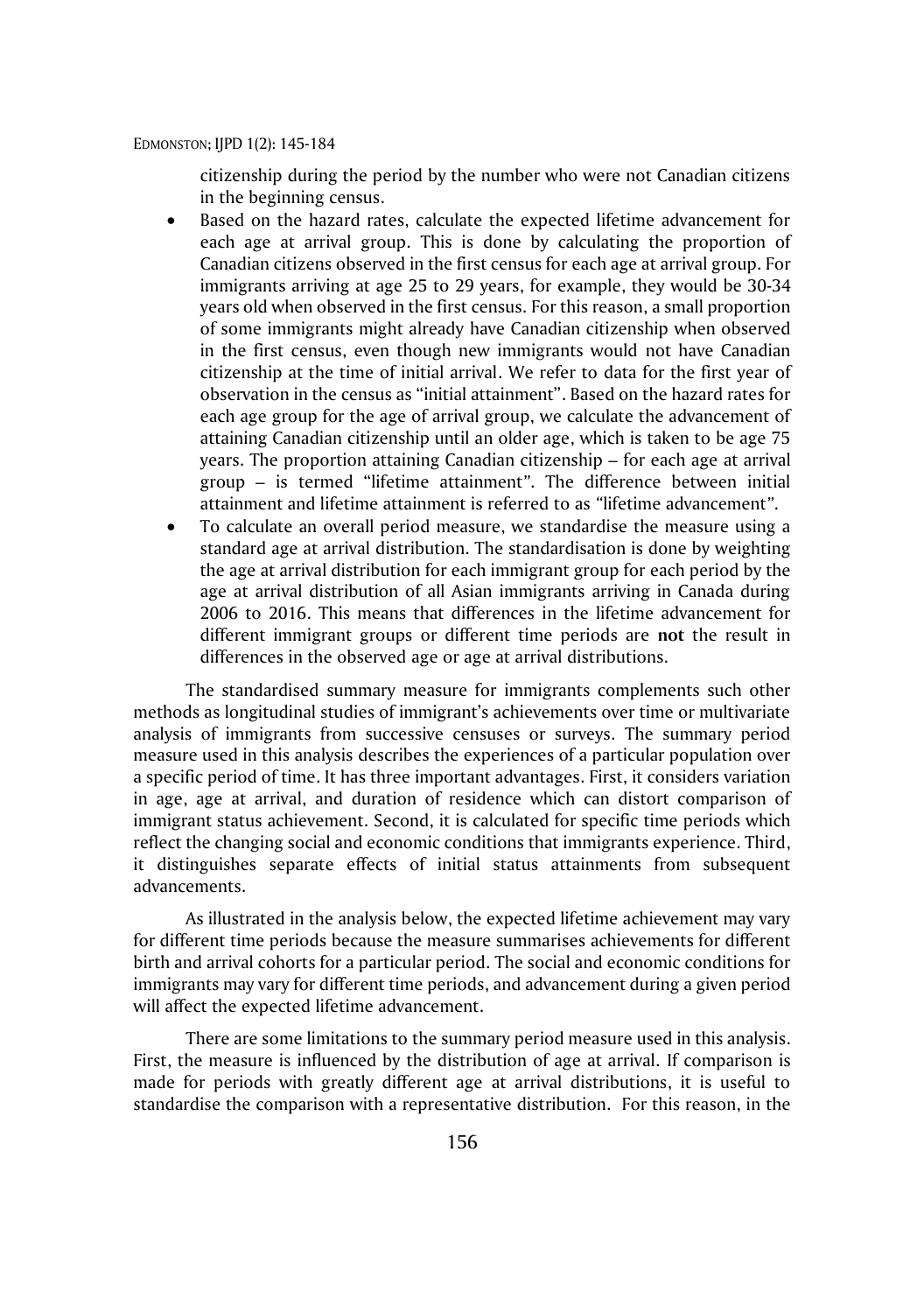citizenship during the period by the number who were not Canadian citizens in the beginning census.

- Based on the hazard rates, calculate the expected lifetime advancement for each age at arrival group. This is done by calculating the proportion of Canadian citizens observed in the first census for each age at arrival group. For immigrants arriving at age 25 to 29 years, for example, they would be 30-34 years old when observed in the first census. For this reason, a small proportion of some immigrants might already have Canadian citizenship when observed in the first census, even though new immigrants would not have Canadian citizenship at the time of initial arrival. We refer to data for the first year of observation in the census as "initial attainment". Based on the hazard rates for each age group for the age of arrival group, we calculate the advancement of attaining Canadian citizenship until an older age, which is taken to be age 75 years. The proportion attaining Canadian citizenship – for each age at arrival group – is termed "lifetime attainment". The difference between initial attainment and lifetime attainment is referred to as "lifetime advancement".
- To calculate an overall period measure, we standardise the measure using a standard age at arrival distribution. The standardisation is done by weighting the age at arrival distribution for each immigrant group for each period by the age at arrival distribution of all Asian immigrants arriving in Canada during 2006 to 2016. This means that differences in the lifetime advancement for different immigrant groups or different time periods are **not** the result in differences in the observed age or age at arrival distributions.

The standardised summary measure for immigrants complements such other methods as longitudinal studies of immigrant's achievements over time or multivariate analysis of immigrants from successive censuses or surveys. The summary period measure used in this analysis describes the experiences of a particular population over a specific period of time. It has three important advantages. First, it considers variation in age, age at arrival, and duration of residence which can distort comparison of immigrant status achievement. Second, it is calculated for specific time periods which reflect the changing social and economic conditions that immigrants experience. Third, it distinguishes separate effects of initial status attainments from subsequent advancements.

As illustrated in the analysis below, the expected lifetime achievement may vary for different time periods because the measure summarises achievements for different birth and arrival cohorts for a particular period. The social and economic conditions for immigrants may vary for different time periods, and advancement during a given period will affect the expected lifetime advancement.

There are some limitations to the summary period measure used in this analysis. First, the measure is influenced by the distribution of age at arrival. If comparison is made for periods with greatly different age at arrival distributions, it is useful to standardise the comparison with a representative distribution. For this reason, in the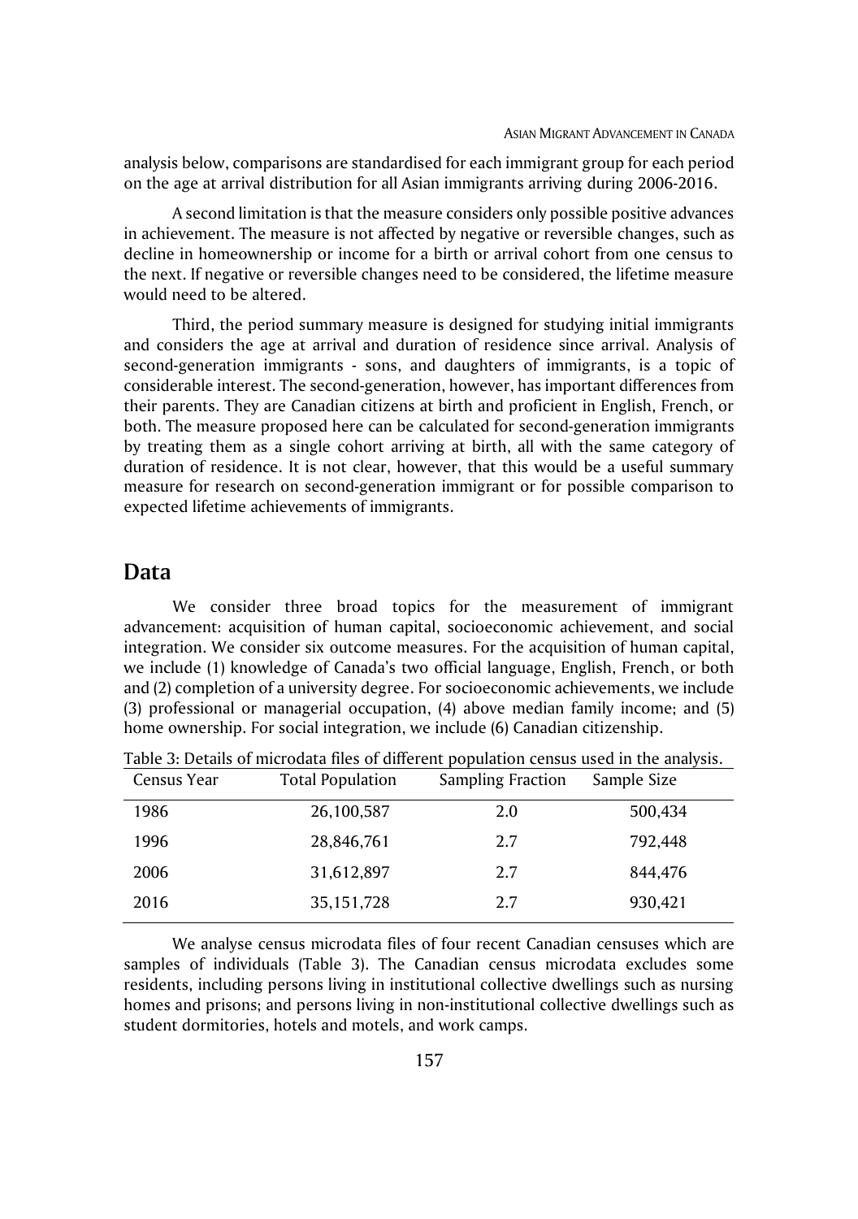analysis below, comparisons are standardised for each immigrant group for each period on the age at arrival distribution for all Asian immigrants arriving during 2006-2016.

A second limitation is that the measure considers only possible positive advances in achievement. The measure is not affected by negative or reversible changes, such as decline in homeownership or income for a birth or arrival cohort from one census to the next. If negative or reversible changes need to be considered, the lifetime measure would need to be altered.

Third, the period summary measure is designed for studying initial immigrants and considers the age at arrival and duration of residence since arrival. Analysis of second-generation immigrants - sons, and daughters of immigrants, is a topic of considerable interest. The second-generation, however, has important differences from their parents. They are Canadian citizens at birth and proficient in English, French, or both. The measure proposed here can be calculated for second-generation immigrants by treating them as a single cohort arriving at birth, all with the same category of duration of residence. It is not clear, however, that this would be a useful summary measure for research on second-generation immigrant or for possible comparison to expected lifetime achievements of immigrants.

## Data

We consider three broad topics for the measurement of immigrant advancement: acquisition of human capital, socioeconomic achievement, and social integration. We consider six outcome measures. For the acquisition of human capital, we include (1) knowledge of Canada's two official language, English, French, or both and (2) completion of a university degree. For socioeconomic achievements, we include (3) professional or managerial occupation, (4) above median family income; and (5) home ownership. For social integration, we include (6) Canadian citizenship.

Table 3: Details of microdata files of different population census used in the analysis.

| Census Year | Total Population | Sampling Fraction | Sample Size |
|---|---|---|---|
| 1986 | 26,100,587 | 2.0 | 500,434 |
| 1996 | 28,846,761 | 2.7 | 792,448 |
| 2006 | 31,612,897 | 2.7 | 844,476 |
| 2016 | 35,151,728 | 2.7 | 930,421 |

We analyse census microdata files of four recent Canadian censuses which are samples of individuals (Table 3). The Canadian census microdata excludes some residents, including persons living in institutional collective dwellings such as nursing homes and prisons; and persons living in non-institutional collective dwellings such as student dormitories, hotels and motels, and work camps.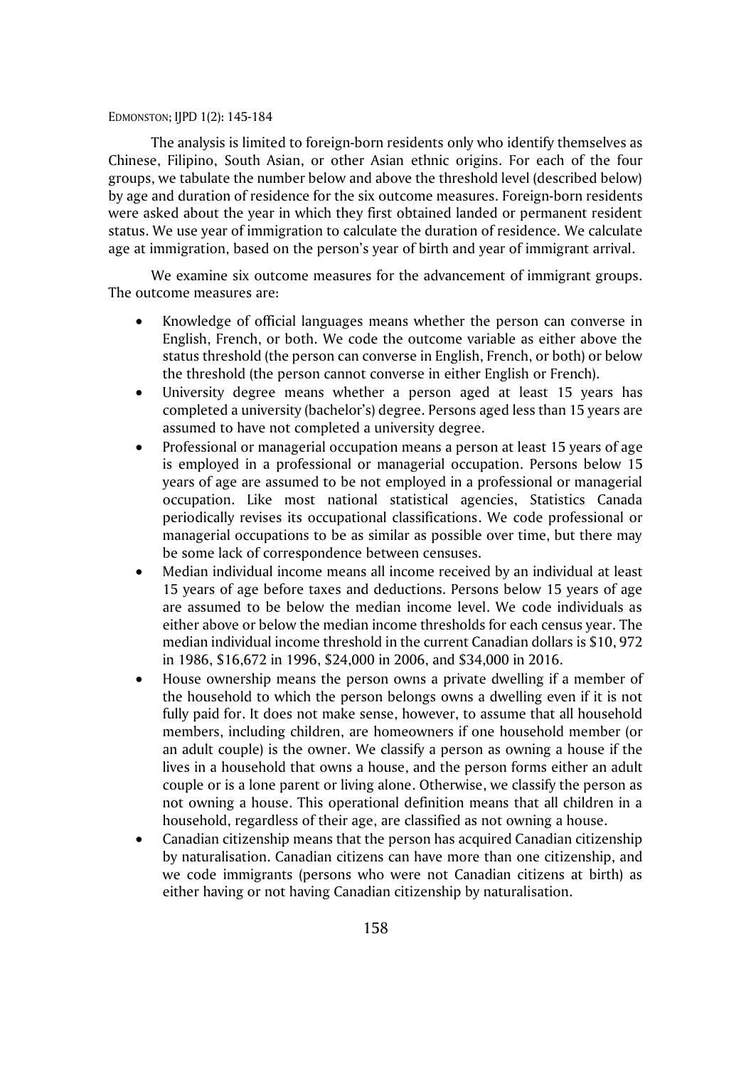The analysis is limited to foreign-born residents only who identify themselves as Chinese, Filipino, South Asian, or other Asian ethnic origins. For each of the four groups, we tabulate the number below and above the threshold level (described below) by age and duration of residence for the six outcome measures. Foreign-born residents were asked about the year in which they first obtained landed or permanent resident status. We use year of immigration to calculate the duration of residence. We calculate age at immigration, based on the person's year of birth and year of immigrant arrival.

We examine six outcome measures for the advancement of immigrant groups. The outcome measures are:

- Knowledge of official languages means whether the person can converse in English, French, or both. We code the outcome variable as either above the status threshold (the person can converse in English, French, or both) or below the threshold (the person cannot converse in either English or French).
- University degree means whether a person aged at least 15 years has completed a university (bachelor's) degree. Persons aged less than 15 years are assumed to have not completed a university degree.
- Professional or managerial occupation means a person at least 15 years of age is employed in a professional or managerial occupation. Persons below 15 years of age are assumed to be not employed in a professional or managerial occupation. Like most national statistical agencies, Statistics Canada periodically revises its occupational classifications. We code professional or managerial occupations to be as similar as possible over time, but there may be some lack of correspondence between censuses.
- Median individual income means all income received by an individual at least 15 years of age before taxes and deductions. Persons below 15 years of age are assumed to be below the median income level. We code individuals as either above or below the median income thresholds for each census year. The median individual income threshold in the current Canadian dollars is $10, 972 in 1986, $16,672 in 1996, $24,000 in 2006, and $34,000 in 2016.
- House ownership means the person owns a private dwelling if a member of the household to which the person belongs owns a dwelling even if it is not fully paid for. It does not make sense, however, to assume that all household members, including children, are homeowners if one household member (or an adult couple) is the owner. We classify a person as owning a house if the lives in a household that owns a house, and the person forms either an adult couple or is a lone parent or living alone. Otherwise, we classify the person as not owning a house. This operational definition means that all children in a household, regardless of their age, are classified as not owning a house.
- Canadian citizenship means that the person has acquired Canadian citizenship by naturalisation. Canadian citizens can have more than one citizenship, and we code immigrants (persons who were not Canadian citizens at birth) as either having or not having Canadian citizenship by naturalisation.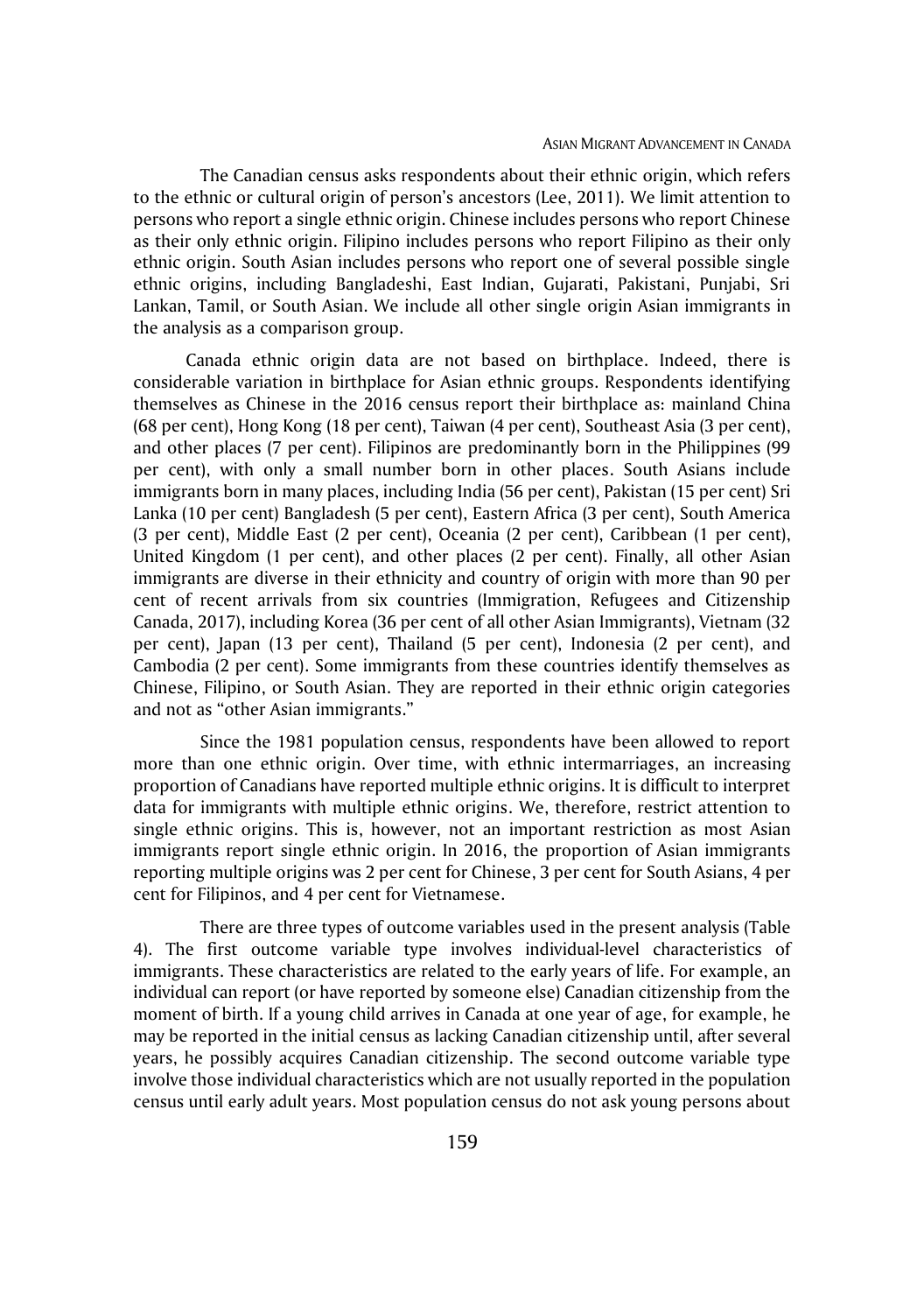The Canadian census asks respondents about their ethnic origin, which refers to the ethnic or cultural origin of person's ancestors (Lee, 2011). We limit attention to persons who report a single ethnic origin. Chinese includes persons who report Chinese as their only ethnic origin. Filipino includes persons who report Filipino as their only ethnic origin. South Asian includes persons who report one of several possible single ethnic origins, including Bangladeshi, East Indian, Gujarati, Pakistani, Punjabi, Sri Lankan, Tamil, or South Asian. We include all other single origin Asian immigrants in the analysis as a comparison group.

Canada ethnic origin data are not based on birthplace. Indeed, there is considerable variation in birthplace for Asian ethnic groups. Respondents identifying themselves as Chinese in the 2016 census report their birthplace as: mainland China (68 per cent), Hong Kong (18 per cent), Taiwan (4 per cent), Southeast Asia (3 per cent), and other places (7 per cent). Filipinos are predominantly born in the Philippines (99 per cent), with only a small number born in other places. South Asians include immigrants born in many places, including India (56 per cent), Pakistan (15 per cent) Sri Lanka (10 per cent) Bangladesh (5 per cent), Eastern Africa (3 per cent), South America (3 per cent), Middle East (2 per cent), Oceania (2 per cent), Caribbean (1 per cent), United Kingdom (1 per cent), and other places (2 per cent). Finally, all other Asian immigrants are diverse in their ethnicity and country of origin with more than 90 per cent of recent arrivals from six countries (Immigration, Refugees and Citizenship Canada, 2017), including Korea (36 per cent of all other Asian Immigrants), Vietnam (32 per cent), Japan (13 per cent), Thailand (5 per cent), Indonesia (2 per cent), and Cambodia (2 per cent). Some immigrants from these countries identify themselves as Chinese, Filipino, or South Asian. They are reported in their ethnic origin categories and not as "other Asian immigrants."

Since the 1981 population census, respondents have been allowed to report more than one ethnic origin. Over time, with ethnic intermarriages, an increasing proportion of Canadians have reported multiple ethnic origins. It is difficult to interpret data for immigrants with multiple ethnic origins. We, therefore, restrict attention to single ethnic origins. This is, however, not an important restriction as most Asian immigrants report single ethnic origin. In 2016, the proportion of Asian immigrants reporting multiple origins was 2 per cent for Chinese, 3 per cent for South Asians, 4 per cent for Filipinos, and 4 per cent for Vietnamese.

There are three types of outcome variables used in the present analysis (Table 4). The first outcome variable type involves individual-level characteristics of immigrants. These characteristics are related to the early years of life. For example, an individual can report (or have reported by someone else) Canadian citizenship from the moment of birth. If a young child arrives in Canada at one year of age, for example, he may be reported in the initial census as lacking Canadian citizenship until, after several years, he possibly acquires Canadian citizenship. The second outcome variable type involve those individual characteristics which are not usually reported in the population census until early adult years. Most population census do not ask young persons about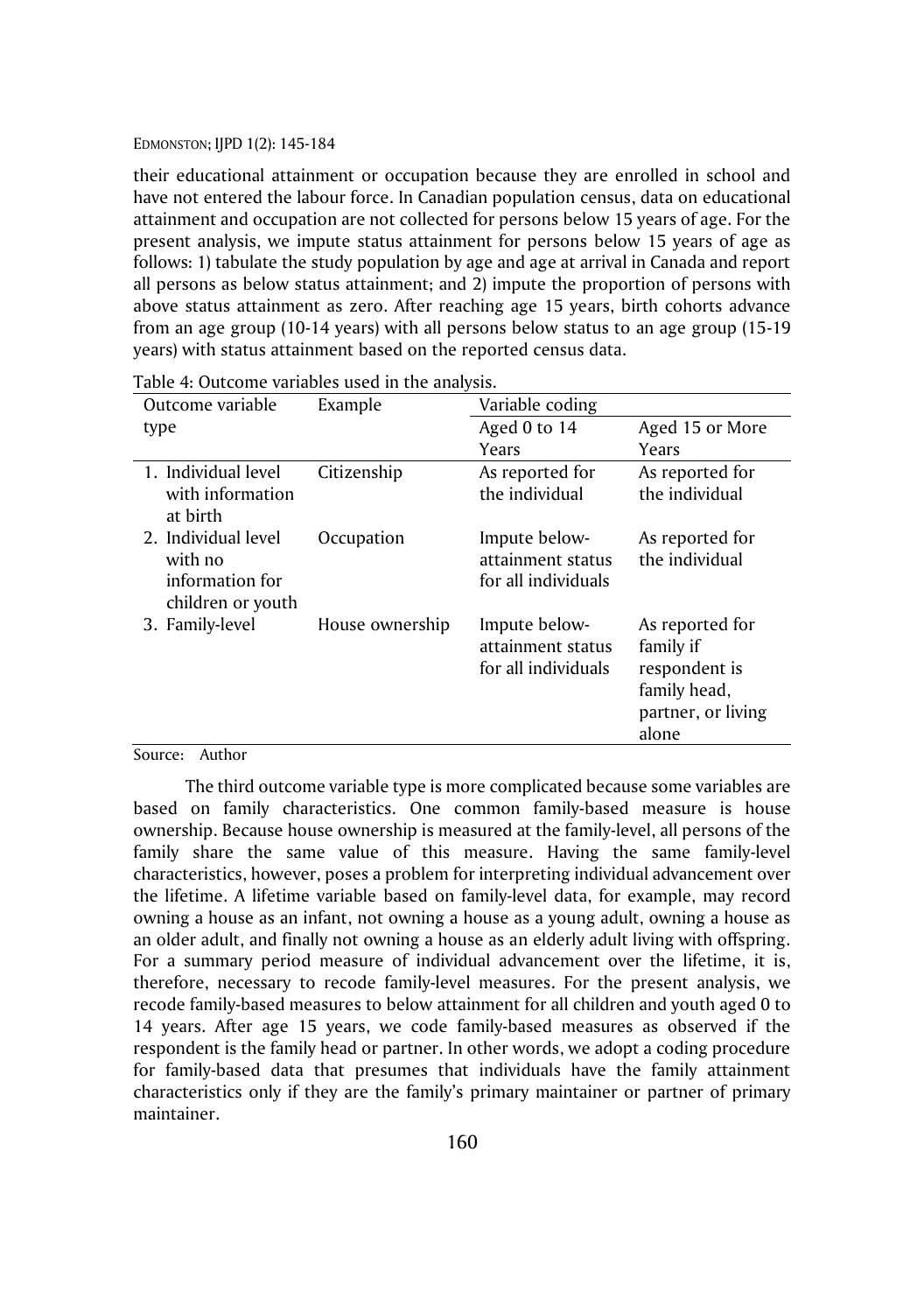their educational attainment or occupation because they are enrolled in school and have not entered the labour force. In Canadian population census, data on educational attainment and occupation are not collected for persons below 15 years of age. For the present analysis, we impute status attainment for persons below 15 years of age as follows: 1) tabulate the study population by age and age at arrival in Canada and report all persons as below status attainment; and 2) impute the proportion of persons with above status attainment as zero. After reaching age 15 years, birth cohorts advance from an age group (10-14 years) with all persons below status to an age group (15-19 years) with status attainment based on the reported census data.

Table 4: Outcome variables used in the analysis.

| Outcome variable type | Example | Variable coding | |
|---|---|---|---|
| | | Aged 0 to 14 Years | Aged 15 or More Years |
| 1. Individual level with information at birth | Citizenship | As reported for the individual | As reported for the individual |
| 2. Individual level with no information for children or youth | Occupation | Impute below-attainment status for all individuals | As reported for the individual |
| 3. Family-level | House ownership | Impute below-attainment status for all individuals | As reported for family if respondent is family head, partner, or living alone |

Source: Author

The third outcome variable type is more complicated because some variables are based on family characteristics. One common family-based measure is house ownership. Because house ownership is measured at the family-level, all persons of the family share the same value of this measure. Having the same family-level characteristics, however, poses a problem for interpreting individual advancement over the lifetime. A lifetime variable based on family-level data, for example, may record owning a house as an infant, not owning a house as a young adult, owning a house as an older adult, and finally not owning a house as an elderly adult living with offspring. For a summary period measure of individual advancement over the lifetime, it is, therefore, necessary to recode family-level measures. For the present analysis, we recode family-based measures to below attainment for all children and youth aged 0 to 14 years. After age 15 years, we code family-based measures as observed if the respondent is the family head or partner. In other words, we adopt a coding procedure for family-based data that presumes that individuals have the family attainment characteristics only if they are the family's primary maintainer or partner of primary maintainer.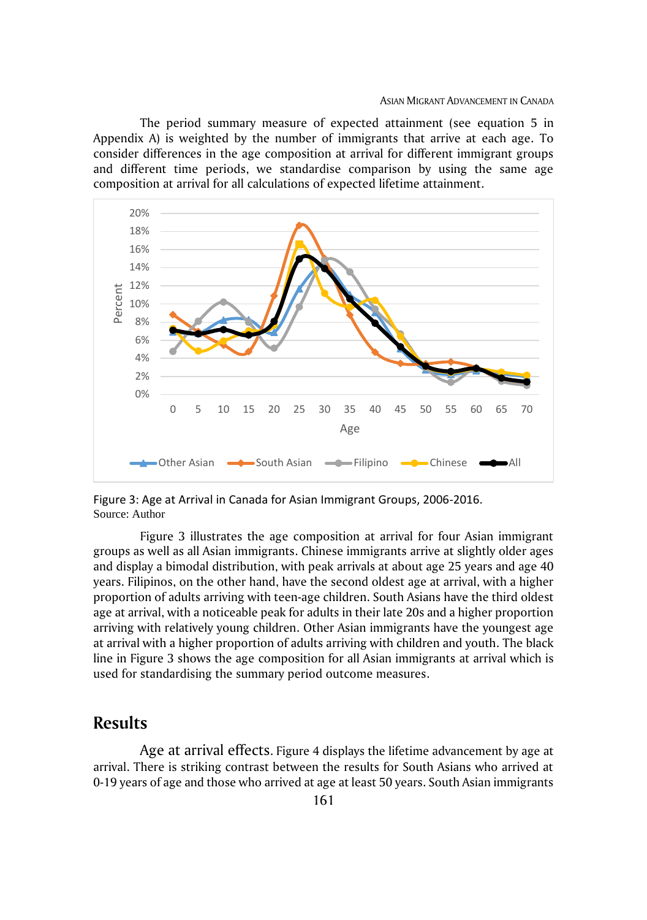The period summary measure of expected attainment (see equation 5 in Appendix A) is weighted by the number of immigrants that arrive at each age. To consider differences in the age composition at arrival for different immigrant groups and different time periods, we standardise comparison by using the same age composition at arrival for all calculations of expected lifetime attainment.

Figure 3: Age at Arrival in Canada for Asian Immigrant Groups, 2006-2016.
Source: Author

Figure 3 illustrates the age composition at arrival for four Asian immigrant groups as well as all Asian immigrants. Chinese immigrants arrive at slightly older ages and display a bimodal distribution, with peak arrivals at about age 25 years and age 40 years. Filipinos, on the other hand, have the second oldest age at arrival, with a higher proportion of adults arriving with teen-age children. South Asians have the third oldest age at arrival, with a noticeable peak for adults in their late 20s and a higher proportion arriving with relatively young children. Other Asian immigrants have the youngest age at arrival with a higher proportion of adults arriving with children and youth. The black line in Figure 3 shows the age composition for all Asian immigrants at arrival which is used for standardising the summary period outcome measures.

## Results

**Age at arrival effects.** Figure 4 displays the lifetime advancement by age at arrival. There is striking contrast between the results for South Asians who arrived at 0-19 years of age and those who arrived at age at least 50 years. South Asian immigrants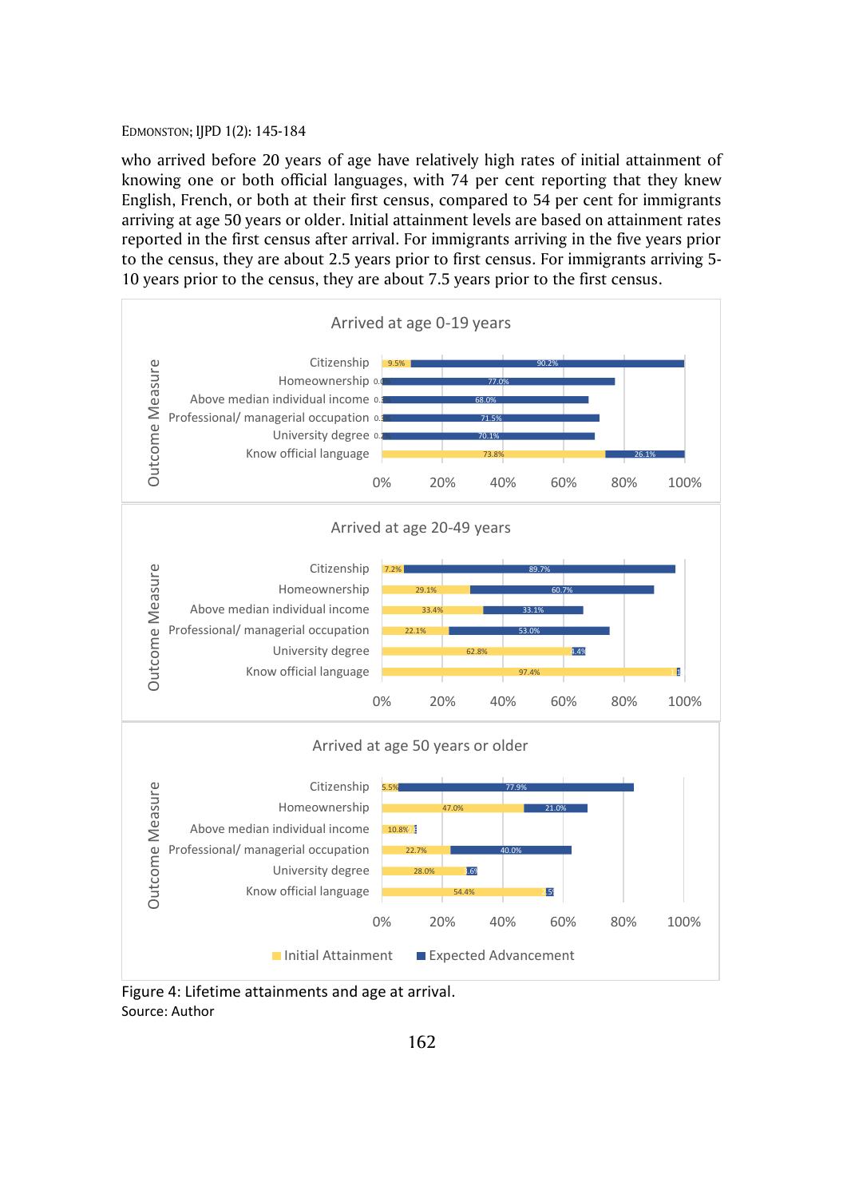who arrived before 20 years of age have relatively high rates of initial attainment of knowing one or both official languages, with 74 per cent reporting that they knew English, French, or both at their first census, compared to 54 per cent for immigrants arriving at age 50 years or older. Initial attainment levels are based on attainment rates reported in the first census after arrival. For immigrants arriving in the five years prior to the census, they are about 2.5 years prior to first census. For immigrants arriving 5-10 years prior to the census, they are about 7.5 years prior to the first census.

**Arrived at age 0-19 years**

| Outcome Measure | Initial Attainment | Expected Advancement |
|---|---|---|
| Citizenship | 9.5% | 90.2% |
| Homeownership | 0.0 | 77.0% |
| Above median individual income | 0.3 | 68.0% |
| Professional/ managerial occupation | 0.3 | 71.5% |
| University degree | 0.2 | 70.1% |
| Know official language | 73.8% | 26.1% |

**Arrived at age 20-49 years**

| Outcome Measure | Initial Attainment | Expected Advancement |
|---|---|---|
| Citizenship | 7.2% | 89.7% |
| Homeownership | 29.1% | 60.7% |
| Above median individual income | 33.4% | 33.1% |
| Professional/ managerial occupation | 22.1% | 53.0% |
| University degree | 62.8% | 4.4% |
| Know official language | 97.4% | 1 |

**Arrived at age 50 years or older**

| Outcome Measure | Initial Attainment | Expected Advancement |
|---|---|---|
| Citizenship | 5.5% | 77.9% |
| Homeownership | 47.0% | 21.0% |
| Above median individual income | 10.8% | |
| Professional/ managerial occupation | 22.7% | 40.0% |
| University degree | 28.0% | 3.6% |
| Know official language | 54.4% | 2.5 |

Figure 4: Lifetime attainments and age at arrival.
Source: Author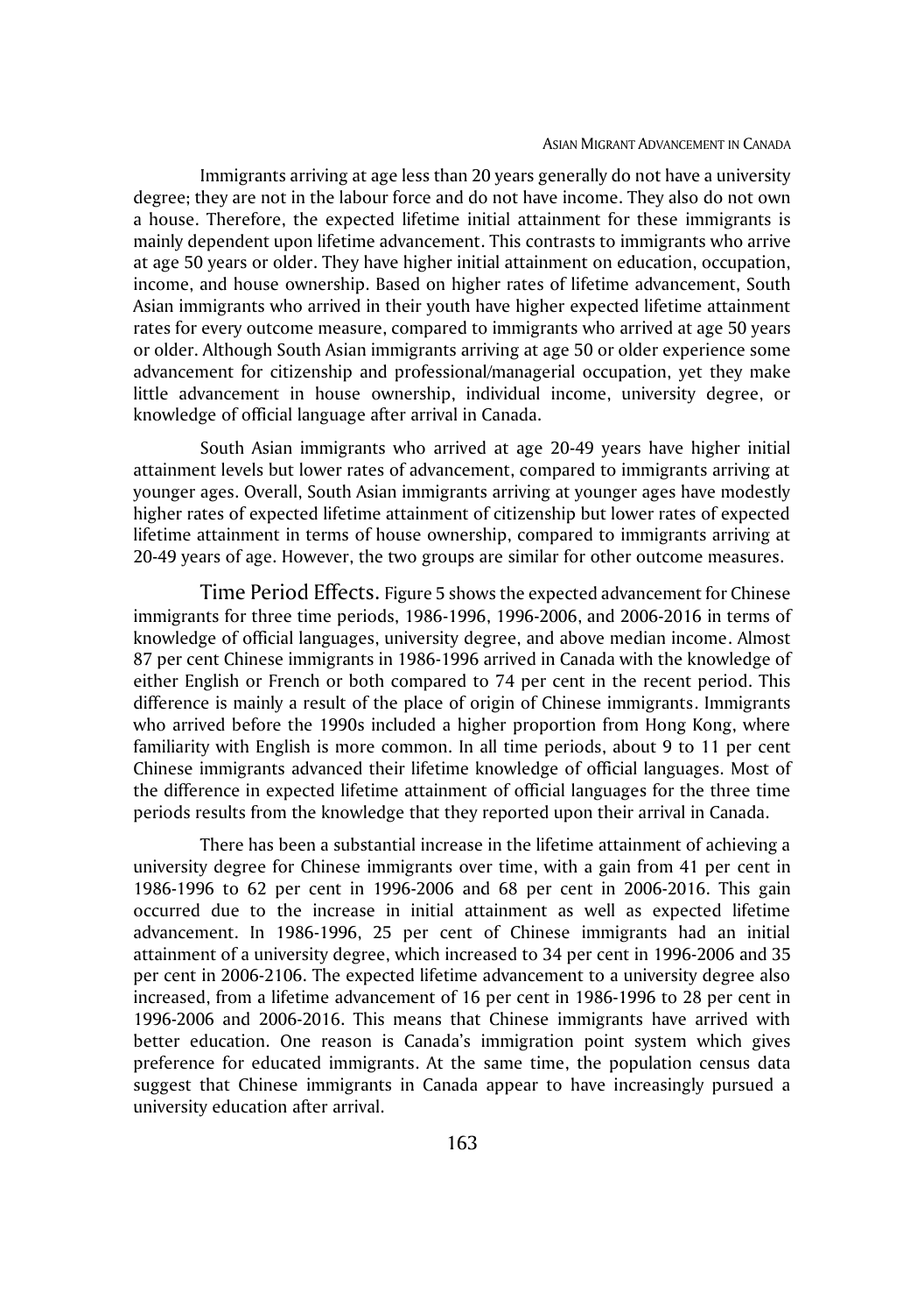Immigrants arriving at age less than 20 years generally do not have a university degree; they are not in the labour force and do not have income. They also do not own a house. Therefore, the expected lifetime initial attainment for these immigrants is mainly dependent upon lifetime advancement. This contrasts to immigrants who arrive at age 50 years or older. They have higher initial attainment on education, occupation, income, and house ownership. Based on higher rates of lifetime advancement, South Asian immigrants who arrived in their youth have higher expected lifetime attainment rates for every outcome measure, compared to immigrants who arrived at age 50 years or older. Although South Asian immigrants arriving at age 50 or older experience some advancement for citizenship and professional/managerial occupation, yet they make little advancement in house ownership, individual income, university degree, or knowledge of official language after arrival in Canada.

South Asian immigrants who arrived at age 20-49 years have higher initial attainment levels but lower rates of advancement, compared to immigrants arriving at younger ages. Overall, South Asian immigrants arriving at younger ages have modestly higher rates of expected lifetime attainment of citizenship but lower rates of expected lifetime attainment in terms of house ownership, compared to immigrants arriving at 20-49 years of age. However, the two groups are similar for other outcome measures.

Time Period Effects. Figure 5 shows the expected advancement for Chinese immigrants for three time periods, 1986-1996, 1996-2006, and 2006-2016 in terms of knowledge of official languages, university degree, and above median income. Almost 87 per cent Chinese immigrants in 1986-1996 arrived in Canada with the knowledge of either English or French or both compared to 74 per cent in the recent period. This difference is mainly a result of the place of origin of Chinese immigrants. Immigrants who arrived before the 1990s included a higher proportion from Hong Kong, where familiarity with English is more common. In all time periods, about 9 to 11 per cent Chinese immigrants advanced their lifetime knowledge of official languages. Most of the difference in expected lifetime attainment of official languages for the three time periods results from the knowledge that they reported upon their arrival in Canada.

There has been a substantial increase in the lifetime attainment of achieving a university degree for Chinese immigrants over time, with a gain from 41 per cent in 1986-1996 to 62 per cent in 1996-2006 and 68 per cent in 2006-2016. This gain occurred due to the increase in initial attainment as well as expected lifetime advancement. In 1986-1996, 25 per cent of Chinese immigrants had an initial attainment of a university degree, which increased to 34 per cent in 1996-2006 and 35 per cent in 2006-2106. The expected lifetime advancement to a university degree also increased, from a lifetime advancement of 16 per cent in 1986-1996 to 28 per cent in 1996-2006 and 2006-2016. This means that Chinese immigrants have arrived with better education. One reason is Canada's immigration point system which gives preference for educated immigrants. At the same time, the population census data suggest that Chinese immigrants in Canada appear to have increasingly pursued a university education after arrival.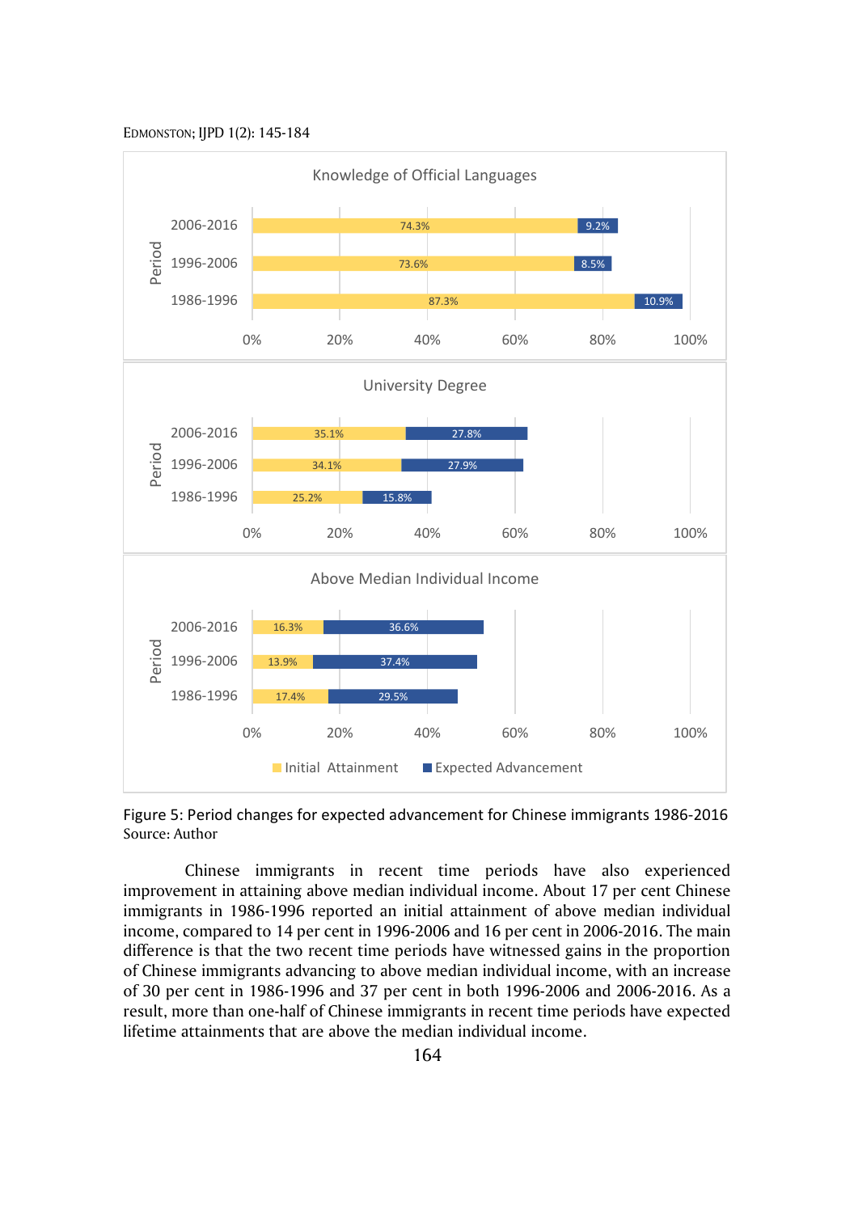| Period | Initial Attainment | Expected Advancement |
|---|---|---|
| **Knowledge of Official Languages** | | |
| 2006-2016 | 74.3% | 9.2% |
| 1996-2006 | 73.6% | 8.5% |
| 1986-1996 | 87.3% | 10.9% |
| **University Degree** | | |
| 2006-2016 | 35.1% | 27.8% |
| 1996-2006 | 34.1% | 27.9% |
| 1986-1996 | 25.2% | 15.8% |
| **Above Median Individual Income** | | |
| 2006-2016 | 16.3% | 36.6% |
| 1996-2006 | 13.9% | 37.4% |
| 1986-1996 | 17.4% | 29.5% |

Figure 5: Period changes for expected advancement for Chinese immigrants 1986-2016
Source: Author

Chinese immigrants in recent time periods have also experienced improvement in attaining above median individual income. About 17 per cent Chinese immigrants in 1986-1996 reported an initial attainment of above median individual income, compared to 14 per cent in 1996-2006 and 16 per cent in 2006-2016. The main difference is that the two recent time periods have witnessed gains in the proportion of Chinese immigrants advancing to above median individual income, with an increase of 30 per cent in 1986-1996 and 37 per cent in both 1996-2006 and 2006-2016. As a result, more than one-half of Chinese immigrants in recent time periods have expected lifetime attainments that are above the median individual income.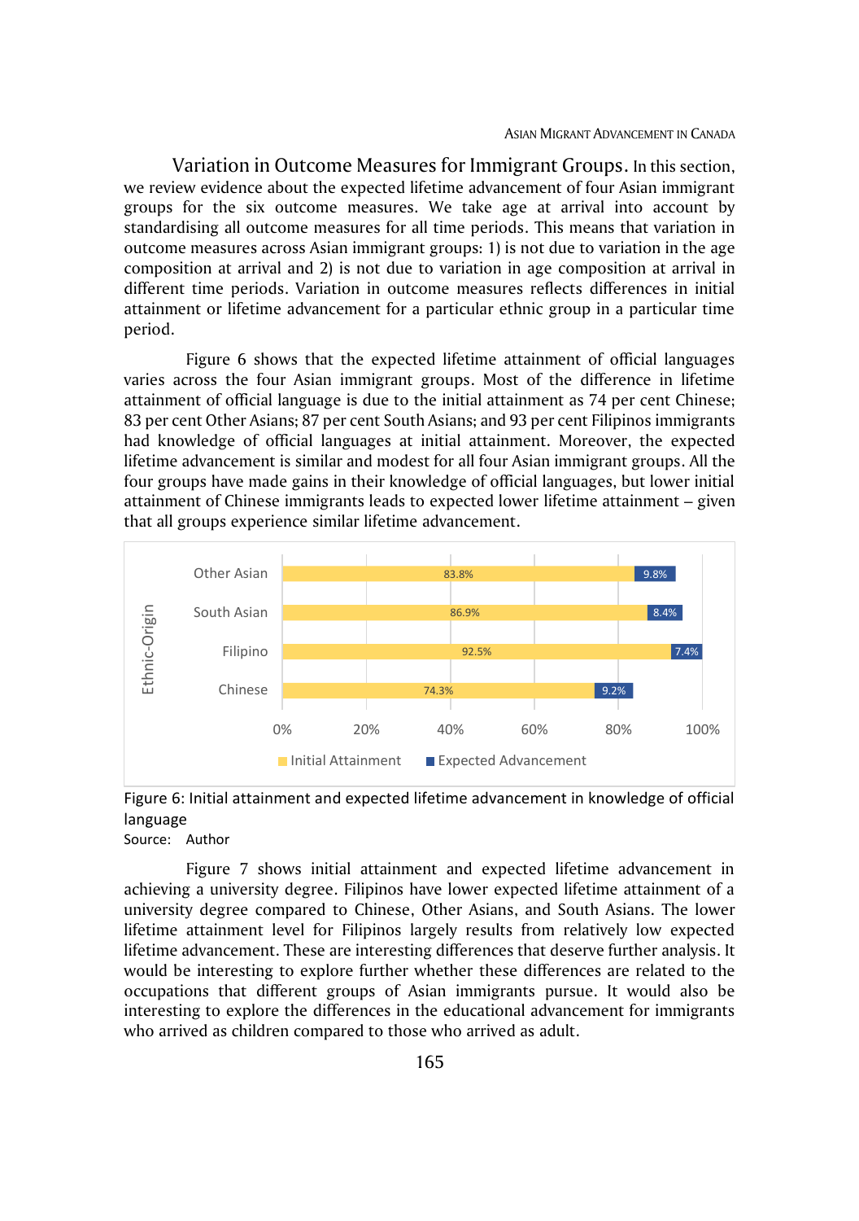**Variation in Outcome Measures for Immigrant Groups.** In this section, we review evidence about the expected lifetime advancement of four Asian immigrant groups for the six outcome measures. We take age at arrival into account by standardising all outcome measures for all time periods. This means that variation in outcome measures across Asian immigrant groups: 1) is not due to variation in the age composition at arrival and 2) is not due to variation in age composition at arrival in different time periods. Variation in outcome measures reflects differences in initial attainment or lifetime advancement for a particular ethnic group in a particular time period.

Figure 6 shows that the expected lifetime attainment of official languages varies across the four Asian immigrant groups. Most of the difference in lifetime attainment of official language is due to the initial attainment as 74 per cent Chinese; 83 per cent Other Asians; 87 per cent South Asians; and 93 per cent Filipinos immigrants had knowledge of official languages at initial attainment. Moreover, the expected lifetime advancement is similar and modest for all four Asian immigrant groups. All the four groups have made gains in their knowledge of official languages, but lower initial attainment of Chinese immigrants leads to expected lower lifetime attainment – given that all groups experience similar lifetime advancement.

| Ethnic-Origin | Initial Attainment | Expected Advancement |
|---|---|---|
| Other Asian | 83.8% | 9.8% |
| South Asian | 86.9% | 8.4% |
| Filipino | 92.5% | 7.4% |
| Chinese | 74.3% | 9.2% |

Figure 6: Initial attainment and expected lifetime advancement in knowledge of official language

Source: Author

Figure 7 shows initial attainment and expected lifetime advancement in achieving a university degree. Filipinos have lower expected lifetime attainment of a university degree compared to Chinese, Other Asians, and South Asians. The lower lifetime attainment level for Filipinos largely results from relatively low expected lifetime advancement. These are interesting differences that deserve further analysis. It would be interesting to explore further whether these differences are related to the occupations that different groups of Asian immigrants pursue. It would also be interesting to explore the differences in the educational advancement for immigrants who arrived as children compared to those who arrived as adult.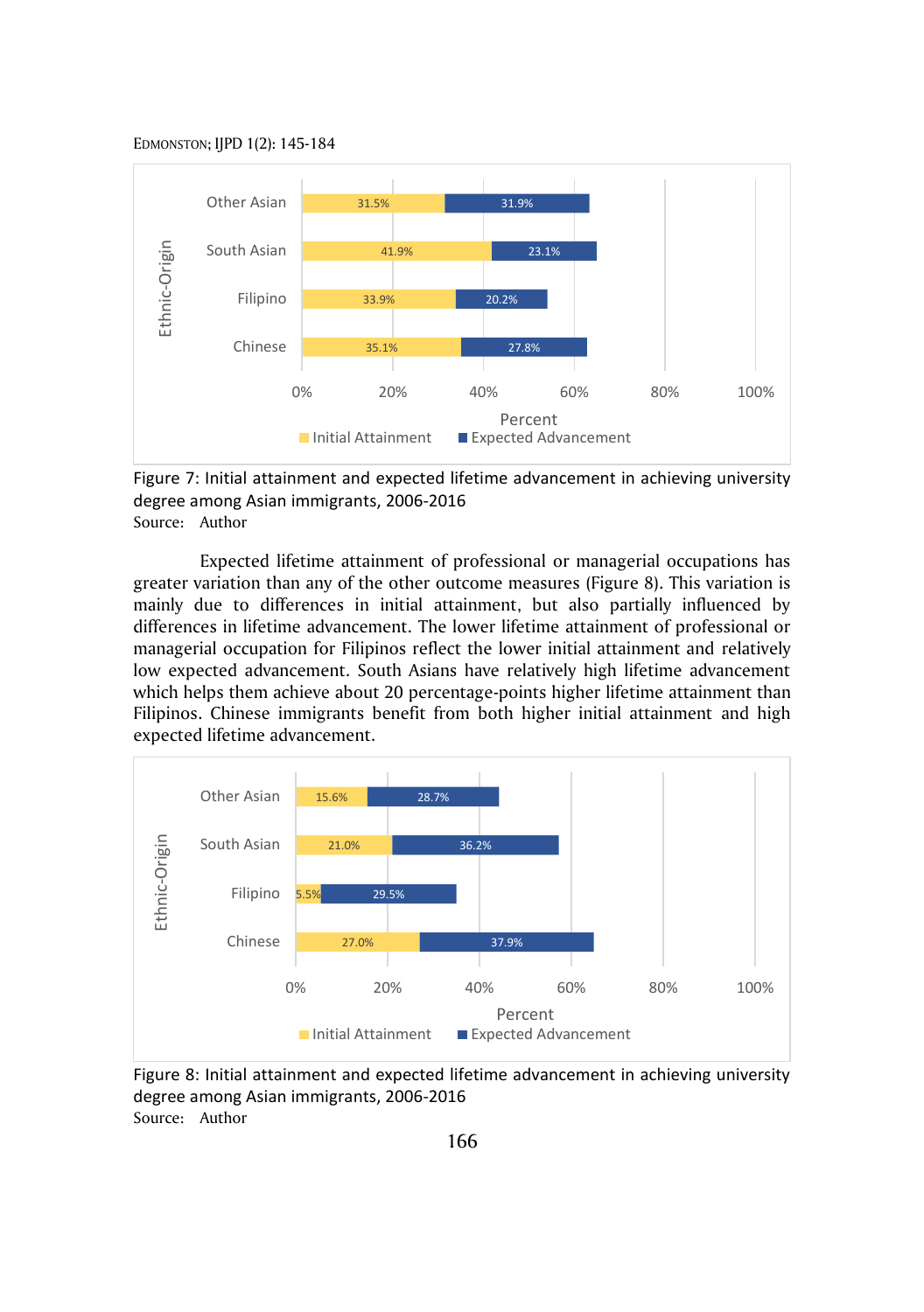| Ethnic-Origin | Initial Attainment | Expected Advancement |
|---|---|---|
| Other Asian | 31.5% | 31.9% |
| South Asian | 41.9% | 23.1% |
| Filipino | 33.9% | 20.2% |
| Chinese | 35.1% | 27.8% |

Figure 7: Initial attainment and expected lifetime advancement in achieving university degree among Asian immigrants, 2006-2016
Source: Author

Expected lifetime attainment of professional or managerial occupations has greater variation than any of the other outcome measures (Figure 8). This variation is mainly due to differences in initial attainment, but also partially influenced by differences in lifetime advancement. The lower lifetime attainment of professional or managerial occupation for Filipinos reflect the lower initial attainment and relatively low expected advancement. South Asians have relatively high lifetime advancement which helps them achieve about 20 percentage-points higher lifetime attainment than Filipinos. Chinese immigrants benefit from both higher initial attainment and high expected lifetime advancement.

| Ethnic-Origin | Initial Attainment | Expected Advancement |
|---|---|---|
| Other Asian | 15.6% | 28.7% |
| South Asian | 21.0% | 36.2% |
| Filipino | 5.5% | 29.5% |
| Chinese | 27.0% | 37.9% |

Figure 8: Initial attainment and expected lifetime advancement in achieving university degree among Asian immigrants, 2006-2016
Source: Author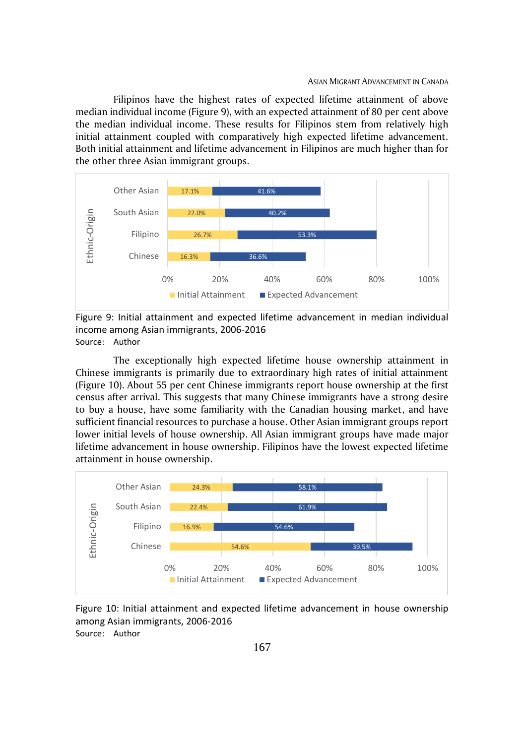Filipinos have the highest rates of expected lifetime attainment of above median individual income (Figure 9), with an expected attainment of 80 per cent above the median individual income. These results for Filipinos stem from relatively high initial attainment coupled with comparatively high expected lifetime advancement. Both initial attainment and lifetime advancement in Filipinos are much higher than for the other three Asian immigrant groups.

| Ethnic-Origin | Initial Attainment | Expected Advancement |
|---|---|---|
| Other Asian | 17.1% | 41.6% |
| South Asian | 22.0% | 40.2% |
| Filipino | 26.7% | 53.3% |
| Chinese | 16.3% | 36.6% |

Figure 9: Initial attainment and expected lifetime advancement in median individual income among Asian immigrants, 2006-2016

Source: Author

The exceptionally high expected lifetime house ownership attainment in Chinese immigrants is primarily due to extraordinary high rates of initial attainment (Figure 10). About 55 per cent Chinese immigrants report house ownership at the first census after arrival. This suggests that many Chinese immigrants have a strong desire to buy a house, have some familiarity with the Canadian housing market, and have sufficient financial resources to purchase a house. Other Asian immigrant groups report lower initial levels of house ownership. All Asian immigrant groups have made major lifetime advancement in house ownership. Filipinos have the lowest expected lifetime attainment in house ownership.

| Ethnic-Origin | Initial Attainment | Expected Advancement |
|---|---|---|
| Other Asian | 24.3% | 58.1% |
| South Asian | 22.4% | 61.9% |
| Filipino | 16.9% | 54.6% |
| Chinese | 54.6% | 39.5% |

Figure 10: Initial attainment and expected lifetime advancement in house ownership among Asian immigrants, 2006-2016

Source: Author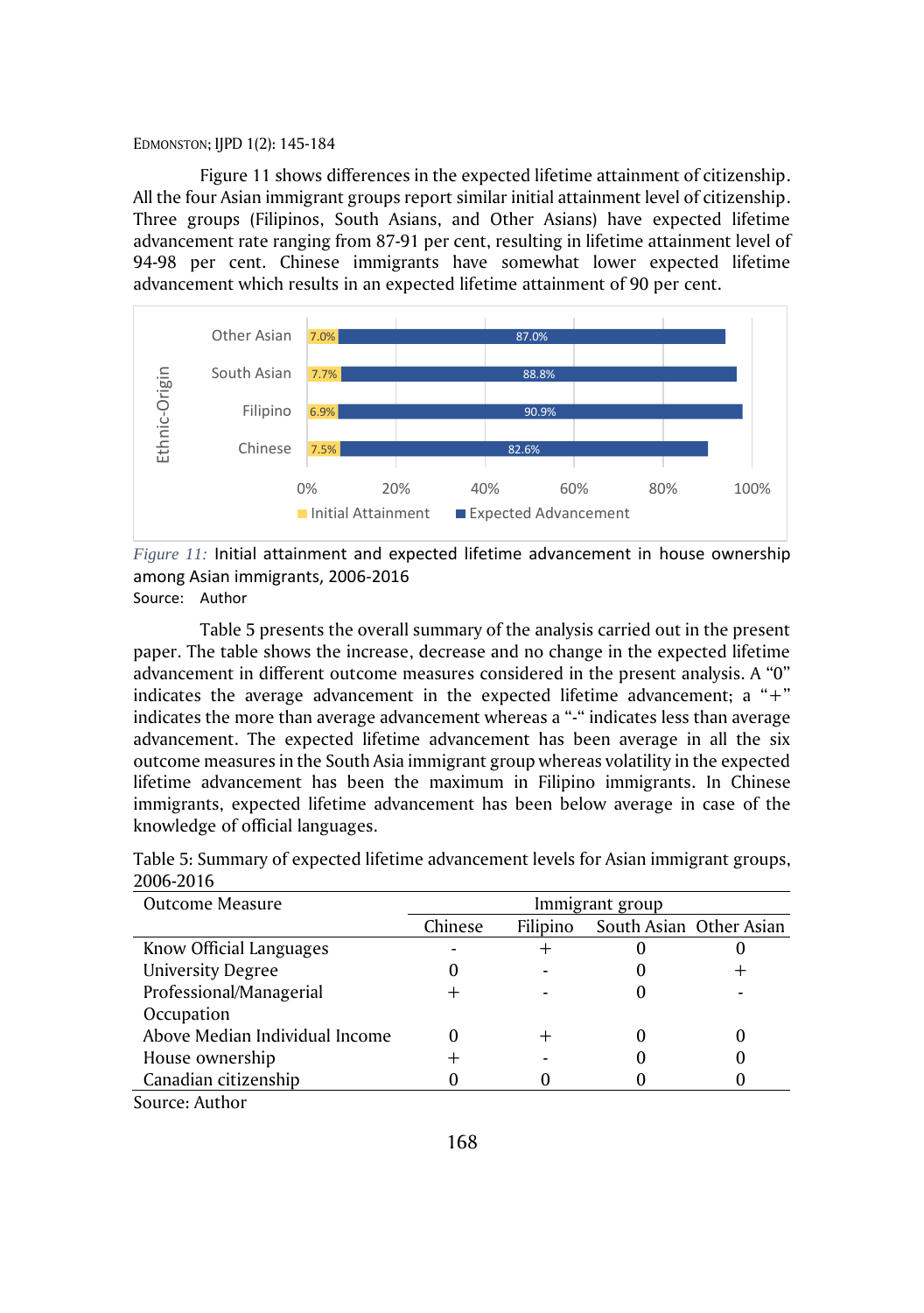Figure 11 shows differences in the expected lifetime attainment of citizenship. All the four Asian immigrant groups report similar initial attainment level of citizenship. Three groups (Filipinos, South Asians, and Other Asians) have expected lifetime advancement rate ranging from 87-91 per cent, resulting in lifetime attainment level of 94-98 per cent. Chinese immigrants have somewhat lower expected lifetime advancement which results in an expected lifetime attainment of 90 per cent.

| Ethnic-Origin | Initial Attainment | Expected Advancement |
|---|---|---|
| Other Asian | 7.0% | 87.0% |
| South Asian | 7.7% | 88.8% |
| Filipino | 6.9% | 90.9% |
| Chinese | 7.5% | 82.6% |

*Figure 11:* Initial attainment and expected lifetime advancement in house ownership among Asian immigrants, 2006-2016

Source: Author

Table 5 presents the overall summary of the analysis carried out in the present paper. The table shows the increase, decrease and no change in the expected lifetime advancement in different outcome measures considered in the present analysis. A "0" indicates the average advancement in the expected lifetime advancement; a "+" indicates the more than average advancement whereas a "-" indicates less than average advancement. The expected lifetime advancement has been average in all the six outcome measures in the South Asia immigrant group whereas volatility in the expected lifetime advancement has been the maximum in Filipino immigrants. In Chinese immigrants, expected lifetime advancement has been below average in case of the knowledge of official languages.

Table 5: Summary of expected lifetime advancement levels for Asian immigrant groups, 2006-2016

| Outcome Measure | Immigrant group | | | |
|---|---|---|---|---|
| | Chinese | Filipino | South Asian | Other Asian |
| Know Official Languages | - | + | 0 | 0 |
| University Degree | 0 | - | 0 | + |
| Professional/Managerial Occupation | + | - | 0 | - |
| Above Median Individual Income | 0 | + | 0 | 0 |
| House ownership | + | - | 0 | 0 |
| Canadian citizenship | 0 | 0 | 0 | 0 |

Source: Author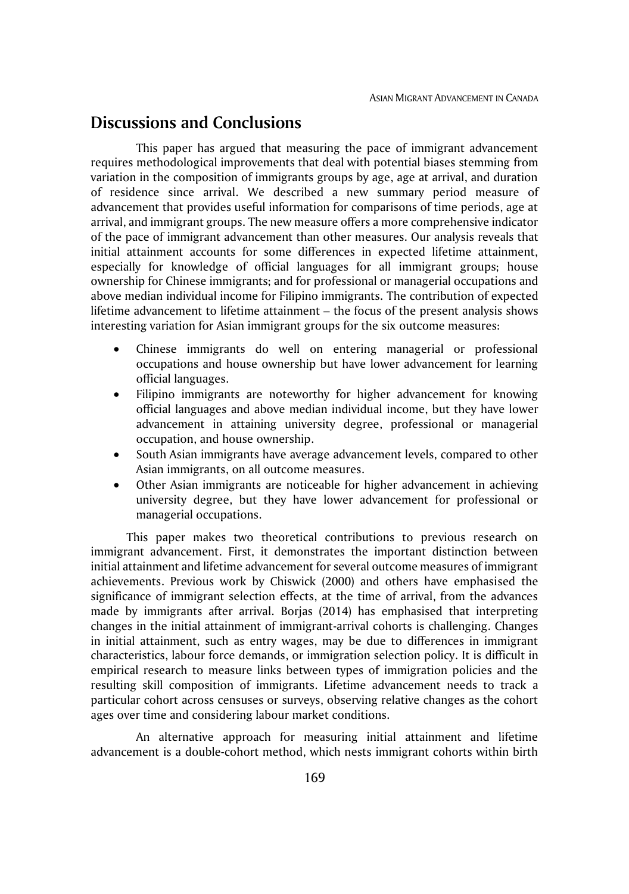## Discussions and Conclusions

This paper has argued that measuring the pace of immigrant advancement requires methodological improvements that deal with potential biases stemming from variation in the composition of immigrants groups by age, age at arrival, and duration of residence since arrival. We described a new summary period measure of advancement that provides useful information for comparisons of time periods, age at arrival, and immigrant groups. The new measure offers a more comprehensive indicator of the pace of immigrant advancement than other measures. Our analysis reveals that initial attainment accounts for some differences in expected lifetime attainment, especially for knowledge of official languages for all immigrant groups; house ownership for Chinese immigrants; and for professional or managerial occupations and above median individual income for Filipino immigrants. The contribution of expected lifetime advancement to lifetime attainment – the focus of the present analysis shows interesting variation for Asian immigrant groups for the six outcome measures:

- Chinese immigrants do well on entering managerial or professional occupations and house ownership but have lower advancement for learning official languages.
- Filipino immigrants are noteworthy for higher advancement for knowing official languages and above median individual income, but they have lower advancement in attaining university degree, professional or managerial occupation, and house ownership.
- South Asian immigrants have average advancement levels, compared to other Asian immigrants, on all outcome measures.
- Other Asian immigrants are noticeable for higher advancement in achieving university degree, but they have lower advancement for professional or managerial occupations.

This paper makes two theoretical contributions to previous research on immigrant advancement. First, it demonstrates the important distinction between initial attainment and lifetime advancement for several outcome measures of immigrant achievements. Previous work by Chiswick (2000) and others have emphasised the significance of immigrant selection effects, at the time of arrival, from the advances made by immigrants after arrival. Borjas (2014) has emphasised that interpreting changes in the initial attainment of immigrant-arrival cohorts is challenging. Changes in initial attainment, such as entry wages, may be due to differences in immigrant characteristics, labour force demands, or immigration selection policy. It is difficult in empirical research to measure links between types of immigration policies and the resulting skill composition of immigrants. Lifetime advancement needs to track a particular cohort across censuses or surveys, observing relative changes as the cohort ages over time and considering labour market conditions.

An alternative approach for measuring initial attainment and lifetime advancement is a double-cohort method, which nests immigrant cohorts within birth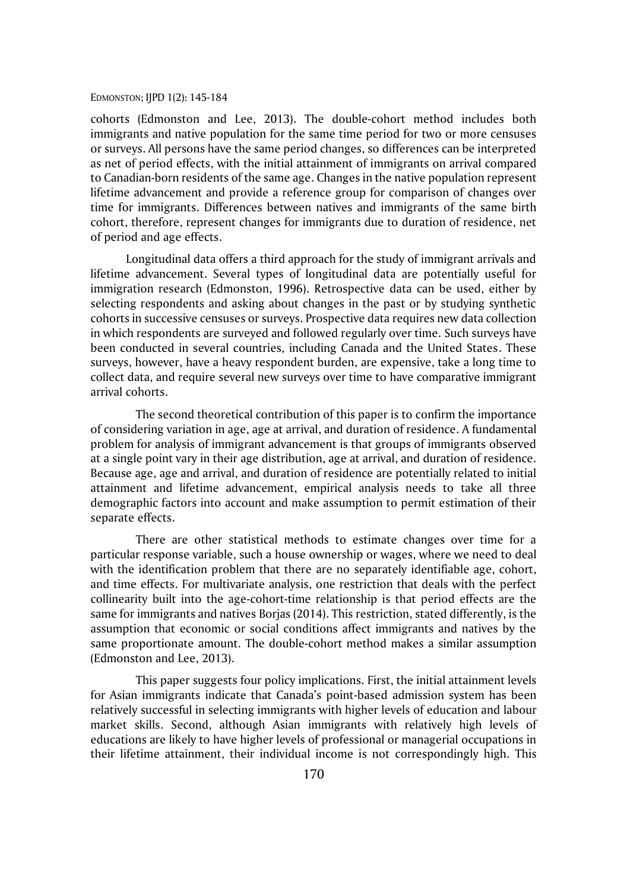cohorts (Edmonston and Lee, 2013). The double-cohort method includes both immigrants and native population for the same time period for two or more censuses or surveys. All persons have the same period changes, so differences can be interpreted as net of period effects, with the initial attainment of immigrants on arrival compared to Canadian-born residents of the same age. Changes in the native population represent lifetime advancement and provide a reference group for comparison of changes over time for immigrants. Differences between natives and immigrants of the same birth cohort, therefore, represent changes for immigrants due to duration of residence, net of period and age effects.

Longitudinal data offers a third approach for the study of immigrant arrivals and lifetime advancement. Several types of longitudinal data are potentially useful for immigration research (Edmonston, 1996). Retrospective data can be used, either by selecting respondents and asking about changes in the past or by studying synthetic cohorts in successive censuses or surveys. Prospective data requires new data collection in which respondents are surveyed and followed regularly over time. Such surveys have been conducted in several countries, including Canada and the United States. These surveys, however, have a heavy respondent burden, are expensive, take a long time to collect data, and require several new surveys over time to have comparative immigrant arrival cohorts.

The second theoretical contribution of this paper is to confirm the importance of considering variation in age, age at arrival, and duration of residence. A fundamental problem for analysis of immigrant advancement is that groups of immigrants observed at a single point vary in their age distribution, age at arrival, and duration of residence. Because age, age and arrival, and duration of residence are potentially related to initial attainment and lifetime advancement, empirical analysis needs to take all three demographic factors into account and make assumption to permit estimation of their separate effects.

There are other statistical methods to estimate changes over time for a particular response variable, such a house ownership or wages, where we need to deal with the identification problem that there are no separately identifiable age, cohort, and time effects. For multivariate analysis, one restriction that deals with the perfect collinearity built into the age-cohort-time relationship is that period effects are the same for immigrants and natives Borjas (2014). This restriction, stated differently, is the assumption that economic or social conditions affect immigrants and natives by the same proportionate amount. The double-cohort method makes a similar assumption (Edmonston and Lee, 2013).

This paper suggests four policy implications. First, the initial attainment levels for Asian immigrants indicate that Canada's point-based admission system has been relatively successful in selecting immigrants with higher levels of education and labour market skills. Second, although Asian immigrants with relatively high levels of educations are likely to have higher levels of professional or managerial occupations in their lifetime attainment, their individual income is not correspondingly high. This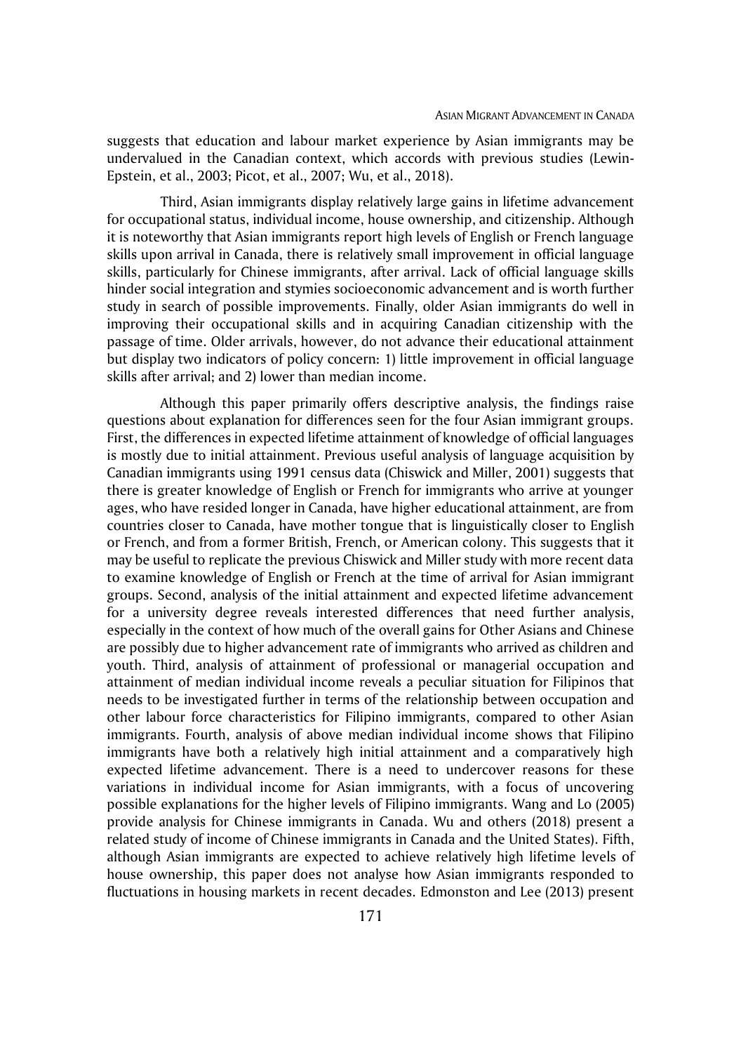suggests that education and labour market experience by Asian immigrants may be undervalued in the Canadian context, which accords with previous studies (Lewin-Epstein, et al., 2003; Picot, et al., 2007; Wu, et al., 2018).

Third, Asian immigrants display relatively large gains in lifetime advancement for occupational status, individual income, house ownership, and citizenship. Although it is noteworthy that Asian immigrants report high levels of English or French language skills upon arrival in Canada, there is relatively small improvement in official language skills, particularly for Chinese immigrants, after arrival. Lack of official language skills hinder social integration and stymies socioeconomic advancement and is worth further study in search of possible improvements. Finally, older Asian immigrants do well in improving their occupational skills and in acquiring Canadian citizenship with the passage of time. Older arrivals, however, do not advance their educational attainment but display two indicators of policy concern: 1) little improvement in official language skills after arrival; and 2) lower than median income.

Although this paper primarily offers descriptive analysis, the findings raise questions about explanation for differences seen for the four Asian immigrant groups. First, the differences in expected lifetime attainment of knowledge of official languages is mostly due to initial attainment. Previous useful analysis of language acquisition by Canadian immigrants using 1991 census data (Chiswick and Miller, 2001) suggests that there is greater knowledge of English or French for immigrants who arrive at younger ages, who have resided longer in Canada, have higher educational attainment, are from countries closer to Canada, have mother tongue that is linguistically closer to English or French, and from a former British, French, or American colony. This suggests that it may be useful to replicate the previous Chiswick and Miller study with more recent data to examine knowledge of English or French at the time of arrival for Asian immigrant groups. Second, analysis of the initial attainment and expected lifetime advancement for a university degree reveals interested differences that need further analysis, especially in the context of how much of the overall gains for Other Asians and Chinese are possibly due to higher advancement rate of immigrants who arrived as children and youth. Third, analysis of attainment of professional or managerial occupation and attainment of median individual income reveals a peculiar situation for Filipinos that needs to be investigated further in terms of the relationship between occupation and other labour force characteristics for Filipino immigrants, compared to other Asian immigrants. Fourth, analysis of above median individual income shows that Filipino immigrants have both a relatively high initial attainment and a comparatively high expected lifetime advancement. There is a need to undercover reasons for these variations in individual income for Asian immigrants, with a focus of uncovering possible explanations for the higher levels of Filipino immigrants. Wang and Lo (2005) provide analysis for Chinese immigrants in Canada. Wu and others (2018) present a related study of income of Chinese immigrants in Canada and the United States). Fifth, although Asian immigrants are expected to achieve relatively high lifetime levels of house ownership, this paper does not analyse how Asian immigrants responded to fluctuations in housing markets in recent decades. Edmonston and Lee (2013) present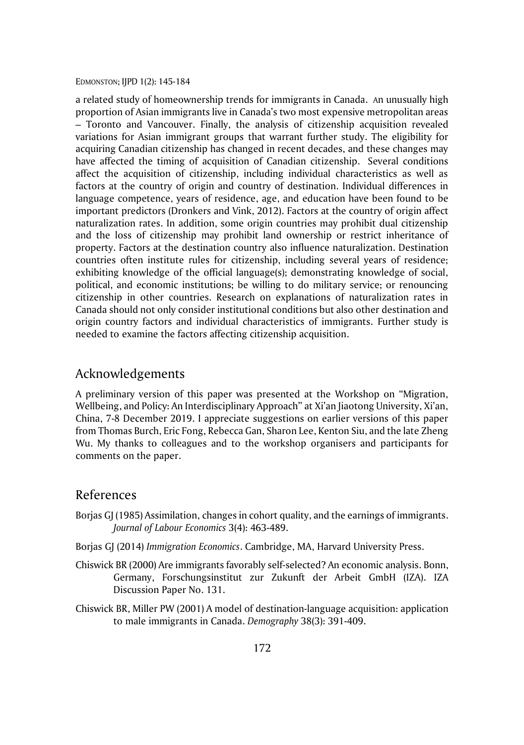a related study of homeownership trends for immigrants in Canada. An unusually high proportion of Asian immigrants live in Canada's two most expensive metropolitan areas – Toronto and Vancouver. Finally, the analysis of citizenship acquisition revealed variations for Asian immigrant groups that warrant further study. The eligibility for acquiring Canadian citizenship has changed in recent decades, and these changes may have affected the timing of acquisition of Canadian citizenship. Several conditions affect the acquisition of citizenship, including individual characteristics as well as factors at the country of origin and country of destination. Individual differences in language competence, years of residence, age, and education have been found to be important predictors (Dronkers and Vink, 2012). Factors at the country of origin affect naturalization rates. In addition, some origin countries may prohibit dual citizenship and the loss of citizenship may prohibit land ownership or restrict inheritance of property. Factors at the destination country also influence naturalization. Destination countries often institute rules for citizenship, including several years of residence; exhibiting knowledge of the official language(s); demonstrating knowledge of social, political, and economic institutions; be willing to do military service; or renouncing citizenship in other countries. Research on explanations of naturalization rates in Canada should not only consider institutional conditions but also other destination and origin country factors and individual characteristics of immigrants. Further study is needed to examine the factors affecting citizenship acquisition.

## Acknowledgements

A preliminary version of this paper was presented at the Workshop on "Migration, Wellbeing, and Policy: An Interdisciplinary Approach" at Xi'an Jiaotong University, Xi'an, China, 7-8 December 2019. I appreciate suggestions on earlier versions of this paper from Thomas Burch, Eric Fong, Rebecca Gan, Sharon Lee, Kenton Siu, and the late Zheng Wu. My thanks to colleagues and to the workshop organisers and participants for comments on the paper.

## References

Borjas GJ (1985) Assimilation, changes in cohort quality, and the earnings of immigrants. *Journal of Labour Economics* 3(4): 463-489.

Borjas GJ (2014) *Immigration Economics*. Cambridge, MA, Harvard University Press.

Chiswick BR (2000) Are immigrants favorably self-selected? An economic analysis. Bonn, Germany, Forschungsinstitut zur Zukunft der Arbeit GmbH (IZA). IZA Discussion Paper No. 131.

Chiswick BR, Miller PW (2001) A model of destination-language acquisition: application to male immigrants in Canada. *Demography* 38(3): 391-409.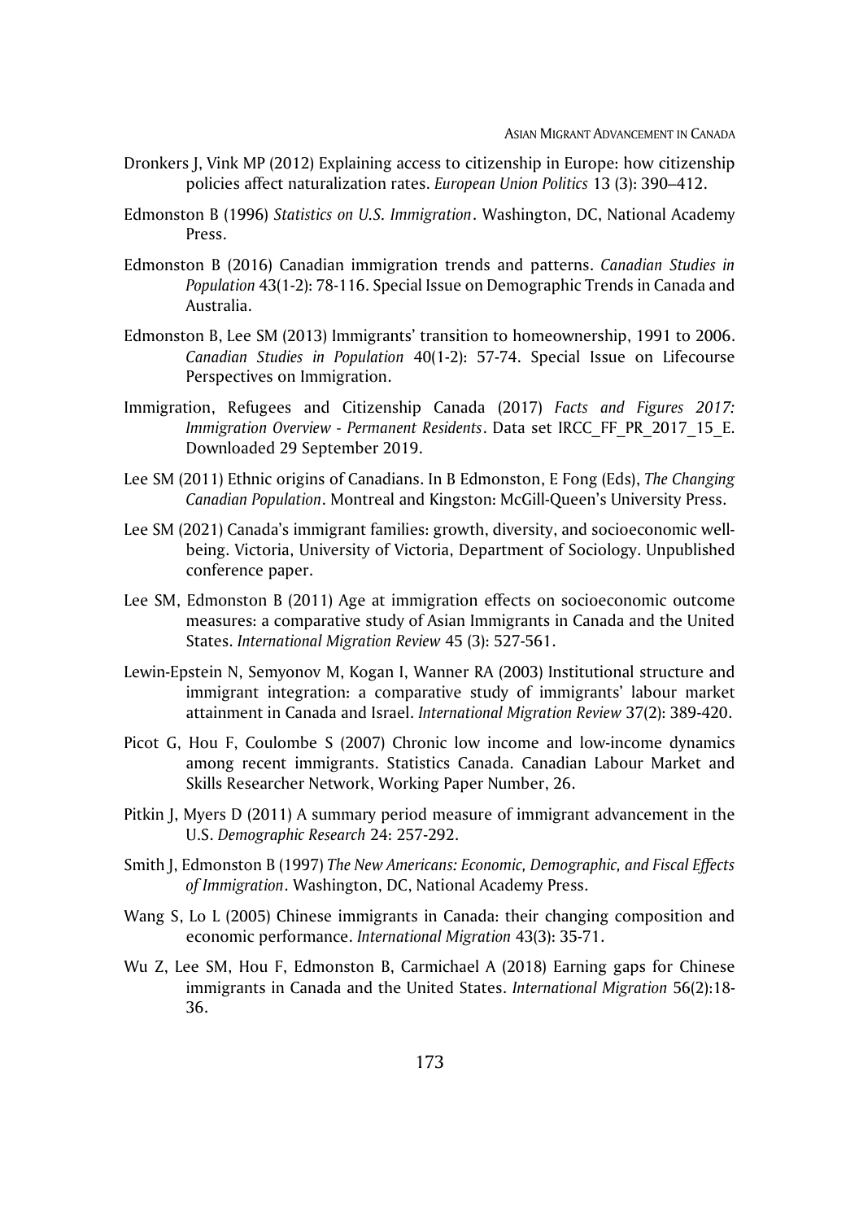Dronkers J, Vink MP (2012) Explaining access to citizenship in Europe: how citizenship policies affect naturalization rates. *European Union Politics* 13 (3): 390–412.

Edmonston B (1996) *Statistics on U.S. Immigration*. Washington, DC, National Academy Press.

Edmonston B (2016) Canadian immigration trends and patterns. *Canadian Studies in Population* 43(1-2): 78-116. Special Issue on Demographic Trends in Canada and Australia.

Edmonston B, Lee SM (2013) Immigrants' transition to homeownership, 1991 to 2006. *Canadian Studies in Population* 40(1-2): 57-74. Special Issue on Lifecourse Perspectives on Immigration.

Immigration, Refugees and Citizenship Canada (2017) *Facts and Figures 2017: Immigration Overview - Permanent Residents*. Data set IRCC_FF_PR_2017_15_E. Downloaded 29 September 2019.

Lee SM (2011) Ethnic origins of Canadians. In B Edmonston, E Fong (Eds), *The Changing Canadian Population*. Montreal and Kingston: McGill-Queen's University Press.

Lee SM (2021) Canada's immigrant families: growth, diversity, and socioeconomic well-being. Victoria, University of Victoria, Department of Sociology. Unpublished conference paper.

Lee SM, Edmonston B (2011) Age at immigration effects on socioeconomic outcome measures: a comparative study of Asian Immigrants in Canada and the United States. *International Migration Review* 45 (3): 527-561.

Lewin-Epstein N, Semyonov M, Kogan I, Wanner RA (2003) Institutional structure and immigrant integration: a comparative study of immigrants' labour market attainment in Canada and Israel. *International Migration Review* 37(2): 389-420.

Picot G, Hou F, Coulombe S (2007) Chronic low income and low-income dynamics among recent immigrants. Statistics Canada. Canadian Labour Market and Skills Researcher Network, Working Paper Number, 26.

Pitkin J, Myers D (2011) A summary period measure of immigrant advancement in the U.S. *Demographic Research* 24: 257-292.

Smith J, Edmonston B (1997) *The New Americans: Economic, Demographic, and Fiscal Effects of Immigration*. Washington, DC, National Academy Press.

Wang S, Lo L (2005) Chinese immigrants in Canada: their changing composition and economic performance. *International Migration* 43(3): 35-71.

Wu Z, Lee SM, Hou F, Edmonston B, Carmichael A (2018) Earning gaps for Chinese immigrants in Canada and the United States. *International Migration* 56(2):18-36.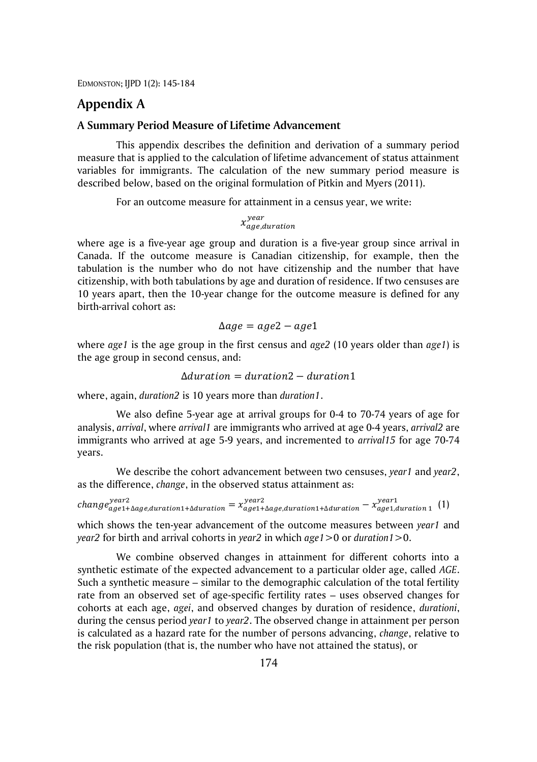## Appendix A

### A Summary Period Measure of Lifetime Advancement

This appendix describes the definition and derivation of a summary period measure that is applied to the calculation of lifetime advancement of status attainment variables for immigrants. The calculation of the new summary period measure is described below, based on the original formulation of Pitkin and Myers (2011).

For an outcome measure for attainment in a census year, we write:

$$x_{age,duration}^{year}$$

where age is a five-year age group and duration is a five-year group since arrival in Canada. If the outcome measure is Canadian citizenship, for example, then the tabulation is the number who do not have citizenship and the number that have citizenship, with both tabulations by age and duration of residence. If two censuses are 10 years apart, then the 10-year change for the outcome measure is defined for any birth-arrival cohort as:

$$\Delta age = age2 - age1$$

where *age1* is the age group in the first census and *age2* (10 years older than *age1*) is the age group in second census, and:

$$\Delta duration = duration2 - duration1$$

where, again, *duration2* is 10 years more than *duration1*.

We also define 5-year age at arrival groups for 0-4 to 70-74 years of age for analysis, *arrival*, where *arrival1* are immigrants who arrived at age 0-4 years, *arrival2* are immigrants who arrived at age 5-9 years, and incremented to *arrival15* for age 70-74 years.

We describe the cohort advancement between two censuses, *year1* and *year2*, as the difference, *change*, in the observed status attainment as:

$$change_{age1+\Delta age,duration1+\Delta duration}^{year2} = x_{age1+\Delta age,duration1+\Delta duration}^{year2} - x_{age1,duration\,1}^{year1} \quad (1)$$

which shows the ten-year advancement of the outcome measures between *year1* and *year2* for birth and arrival cohorts in *year2* in which *age1*>0 or *duration1*>0.

We combine observed changes in attainment for different cohorts into a synthetic estimate of the expected advancement to a particular older age, called *AGE*. Such a synthetic measure – similar to the demographic calculation of the total fertility rate from an observed set of age-specific fertility rates – uses observed changes for cohorts at each age, *agei*, and observed changes by duration of residence, *durationi*, during the census period *year1* to *year2*. The observed change in attainment per person is calculated as a hazard rate for the number of persons advancing, *change*, relative to the risk population (that is, the number who have not attained the status), or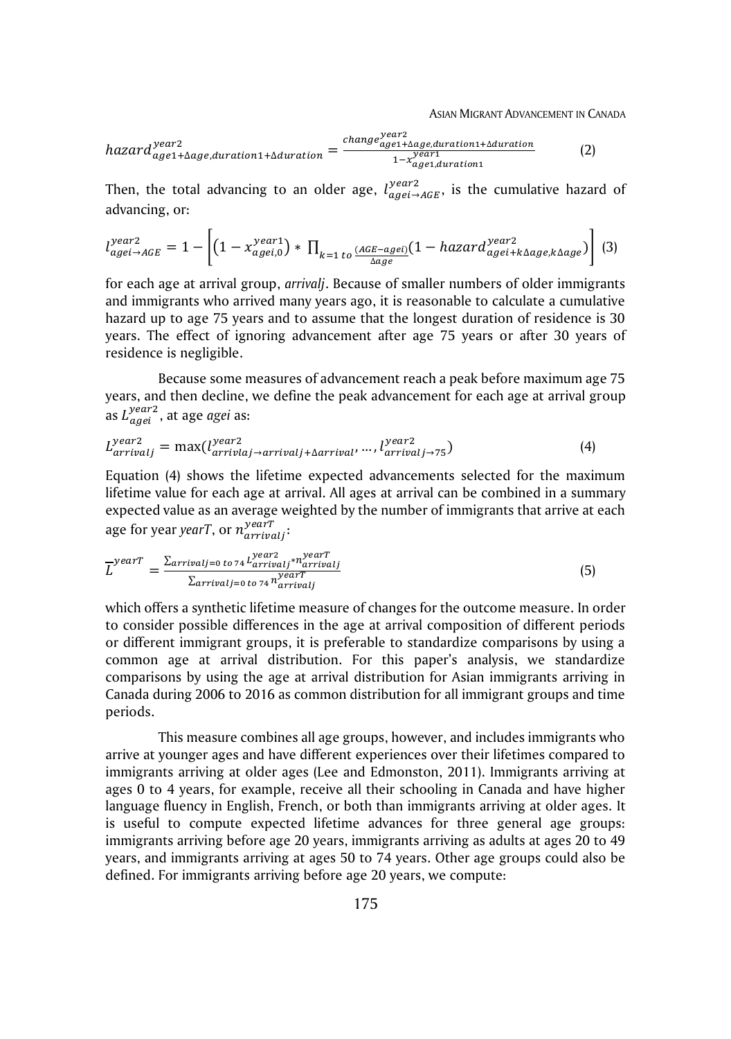$$hazard^{year2}_{age1+\Delta age,duration1+\Delta duration} = \frac{change^{year2}_{age1+\Delta age,duration1+\Delta duration}}{1-x^{year1}_{age1,duration1}} \quad (2)$$

Then, the total advancing to an older age, $l^{year2}_{agei \to AGE}$, is the cumulative hazard of advancing, or:

$$l^{year2}_{agei \to AGE} = 1 - \left[ \left(1 - x^{year1}_{agei,0}\right) * \prod_{k=1\ to\ \frac{(AGE-agei)}{\Delta age}} \left(1 - hazard^{year2}_{agei+k\Delta age,k\Delta age}\right) \right] \quad (3)$$

for each age at arrival group, *arrivalj*. Because of smaller numbers of older immigrants and immigrants who arrived many years ago, it is reasonable to calculate a cumulative hazard up to age 75 years and to assume that the longest duration of residence is 30 years. The effect of ignoring advancement after age 75 years or after 30 years of residence is negligible.

Because some measures of advancement reach a peak before maximum age 75 years, and then decline, we define the peak advancement for each age at arrival group as $L^{year2}_{agei}$, at age *agei* as:

$$L^{year2}_{arrivalj} = \max(l^{year2}_{arrivlaj \to arrivalj+\Delta arrival}, \ldots, l^{year2}_{arrivalj \to 75}) \quad (4)$$

Equation (4) shows the lifetime expected advancements selected for the maximum lifetime value for each age at arrival. All ages at arrival can be combined in a summary expected value as an average weighted by the number of immigrants that arrive at each age for year *yearT*, or $n^{yearT}_{arrivalj}$:

$$\overline{L}^{yearT} = \frac{\sum_{arrivalj=0\ to\ 74} L^{year2}_{arrivalj} * n^{yearT}_{arrivalj}}{\sum_{arrivalj=0\ to\ 74} n^{yearT}_{arrivalj}} \quad (5)$$

which offers a synthetic lifetime measure of changes for the outcome measure. In order to consider possible differences in the age at arrival composition of different periods or different immigrant groups, it is preferable to standardize comparisons by using a common age at arrival distribution. For this paper's analysis, we standardize comparisons by using the age at arrival distribution for Asian immigrants arriving in Canada during 2006 to 2016 as common distribution for all immigrant groups and time periods.

This measure combines all age groups, however, and includes immigrants who arrive at younger ages and have different experiences over their lifetimes compared to immigrants arriving at older ages (Lee and Edmonston, 2011). Immigrants arriving at ages 0 to 4 years, for example, receive all their schooling in Canada and have higher language fluency in English, French, or both than immigrants arriving at older ages. It is useful to compute expected lifetime advances for three general age groups: immigrants arriving before age 20 years, immigrants arriving as adults at ages 20 to 49 years, and immigrants arriving at ages 50 to 74 years. Other age groups could also be defined. For immigrants arriving before age 20 years, we compute: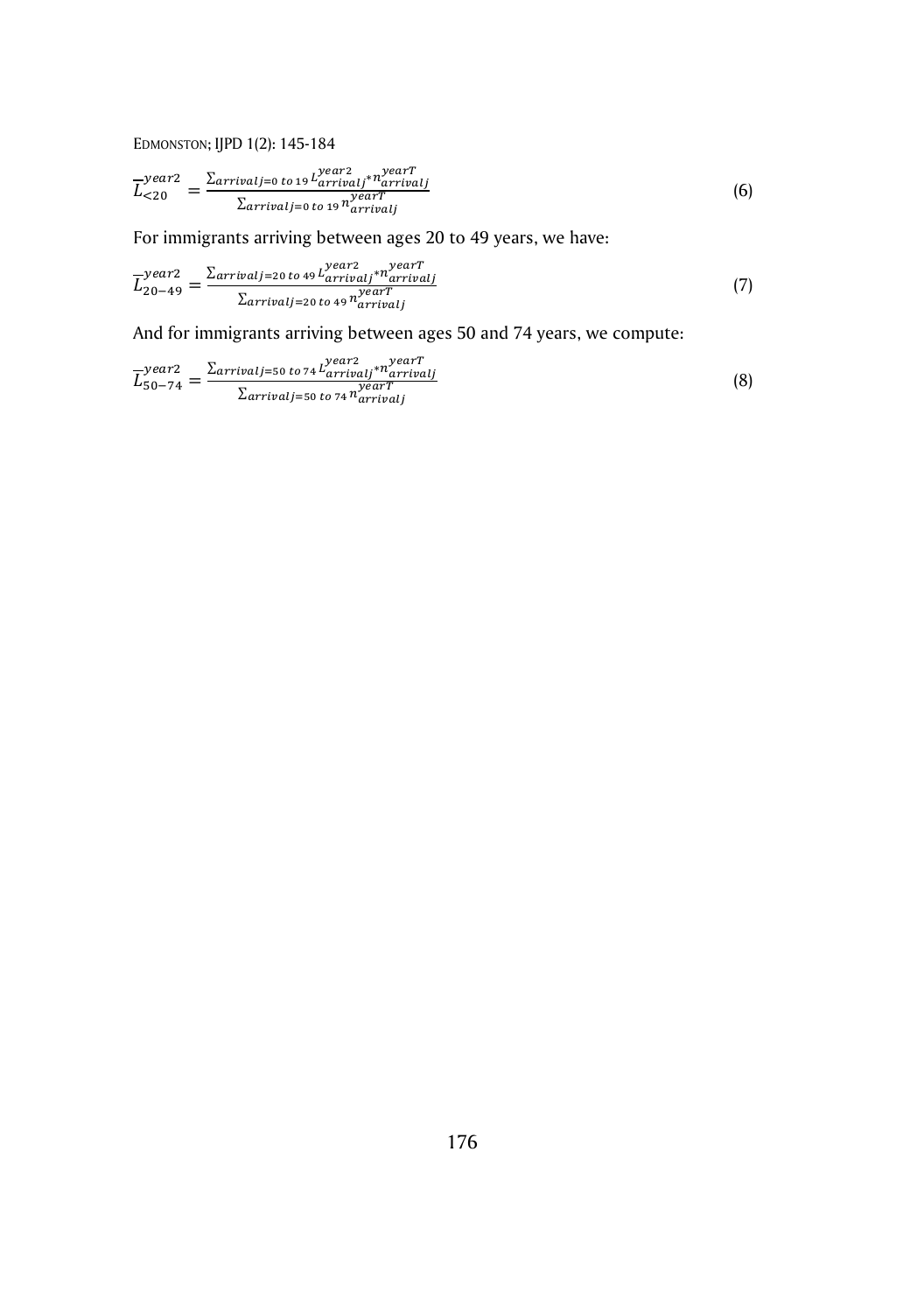$$\overline{L}_{<20}^{year2} = \frac{\sum_{arrivalj=0\ to\ 19} L_{arrivalj}^{year2} * n_{arrivalj}^{yearT}}{\sum_{arrivalj=0\ to\ 19} n_{arrivalj}^{yearT}} \tag{6}$$

For immigrants arriving between ages 20 to 49 years, we have:

$$\overline{L}_{20-49}^{year2} = \frac{\sum_{arrivalj=20\ to\ 49} L_{arrivalj}^{year2} * n_{arrivalj}^{yearT}}{\sum_{arrivalj=20\ to\ 49} n_{arrivalj}^{yearT}} \tag{7}$$

And for immigrants arriving between ages 50 and 74 years, we compute:

$$\overline{L}_{50-74}^{year2} = \frac{\sum_{arrivalj=50\ to\ 74} L_{arrivalj}^{year2} * n_{arrivalj}^{yearT}}{\sum_{arrivalj=50\ to\ 74} n_{arrivalj}^{yearT}} \tag{8}$$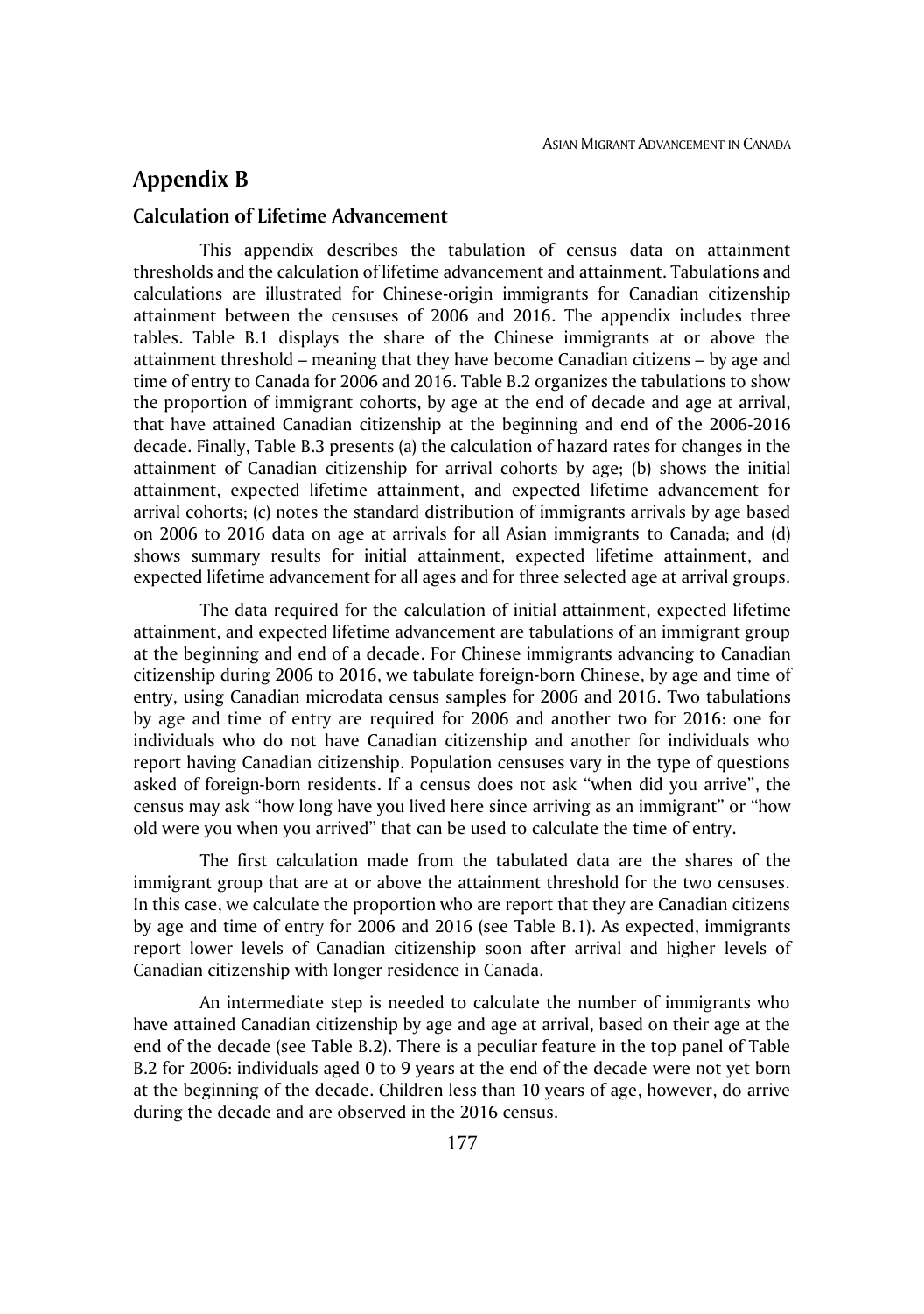## Appendix B

### Calculation of Lifetime Advancement

This appendix describes the tabulation of census data on attainment thresholds and the calculation of lifetime advancement and attainment. Tabulations and calculations are illustrated for Chinese-origin immigrants for Canadian citizenship attainment between the censuses of 2006 and 2016. The appendix includes three tables. Table B.1 displays the share of the Chinese immigrants at or above the attainment threshold – meaning that they have become Canadian citizens – by age and time of entry to Canada for 2006 and 2016. Table B.2 organizes the tabulations to show the proportion of immigrant cohorts, by age at the end of decade and age at arrival, that have attained Canadian citizenship at the beginning and end of the 2006-2016 decade. Finally, Table B.3 presents (a) the calculation of hazard rates for changes in the attainment of Canadian citizenship for arrival cohorts by age; (b) shows the initial attainment, expected lifetime attainment, and expected lifetime advancement for arrival cohorts; (c) notes the standard distribution of immigrants arrivals by age based on 2006 to 2016 data on age at arrivals for all Asian immigrants to Canada; and (d) shows summary results for initial attainment, expected lifetime attainment, and expected lifetime advancement for all ages and for three selected age at arrival groups.

The data required for the calculation of initial attainment, expected lifetime attainment, and expected lifetime advancement are tabulations of an immigrant group at the beginning and end of a decade. For Chinese immigrants advancing to Canadian citizenship during 2006 to 2016, we tabulate foreign-born Chinese, by age and time of entry, using Canadian microdata census samples for 2006 and 2016. Two tabulations by age and time of entry are required for 2006 and another two for 2016: one for individuals who do not have Canadian citizenship and another for individuals who report having Canadian citizenship. Population censuses vary in the type of questions asked of foreign-born residents. If a census does not ask "when did you arrive", the census may ask "how long have you lived here since arriving as an immigrant" or "how old were you when you arrived" that can be used to calculate the time of entry.

The first calculation made from the tabulated data are the shares of the immigrant group that are at or above the attainment threshold for the two censuses. In this case, we calculate the proportion who are report that they are Canadian citizens by age and time of entry for 2006 and 2016 (see Table B.1). As expected, immigrants report lower levels of Canadian citizenship soon after arrival and higher levels of Canadian citizenship with longer residence in Canada.

An intermediate step is needed to calculate the number of immigrants who have attained Canadian citizenship by age and age at arrival, based on their age at the end of the decade (see Table B.2). There is a peculiar feature in the top panel of Table B.2 for 2006: individuals aged 0 to 9 years at the end of the decade were not yet born at the beginning of the decade. Children less than 10 years of age, however, do arrive during the decade and are observed in the 2016 census.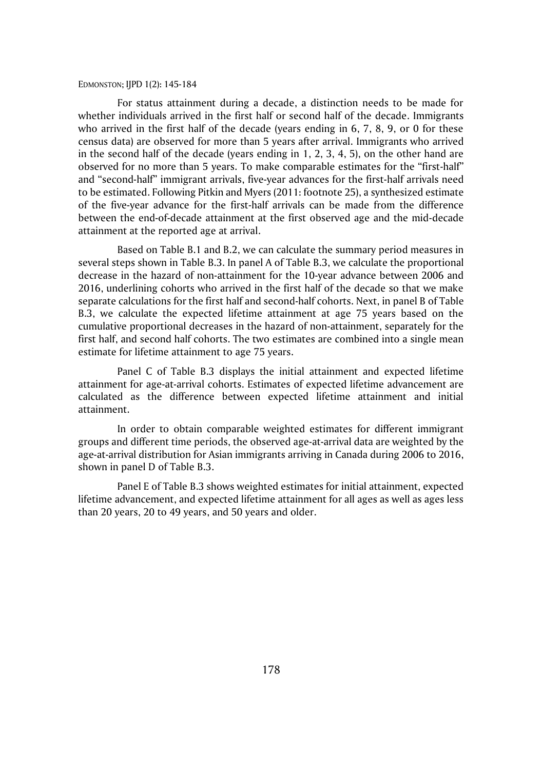For status attainment during a decade, a distinction needs to be made for whether individuals arrived in the first half or second half of the decade. Immigrants who arrived in the first half of the decade (years ending in 6, 7, 8, 9, or 0 for these census data) are observed for more than 5 years after arrival. Immigrants who arrived in the second half of the decade (years ending in 1, 2, 3, 4, 5), on the other hand are observed for no more than 5 years. To make comparable estimates for the "first-half" and "second-half" immigrant arrivals, five-year advances for the first-half arrivals need to be estimated. Following Pitkin and Myers (2011: footnote 25), a synthesized estimate of the five-year advance for the first-half arrivals can be made from the difference between the end-of-decade attainment at the first observed age and the mid-decade attainment at the reported age at arrival.

Based on Table B.1 and B.2, we can calculate the summary period measures in several steps shown in Table B.3. In panel A of Table B.3, we calculate the proportional decrease in the hazard of non-attainment for the 10-year advance between 2006 and 2016, underlining cohorts who arrived in the first half of the decade so that we make separate calculations for the first half and second-half cohorts. Next, in panel B of Table B.3, we calculate the expected lifetime attainment at age 75 years based on the cumulative proportional decreases in the hazard of non-attainment, separately for the first half, and second half cohorts. The two estimates are combined into a single mean estimate for lifetime attainment to age 75 years.

Panel C of Table B.3 displays the initial attainment and expected lifetime attainment for age-at-arrival cohorts. Estimates of expected lifetime advancement are calculated as the difference between expected lifetime attainment and initial attainment.

In order to obtain comparable weighted estimates for different immigrant groups and different time periods, the observed age-at-arrival data are weighted by the age-at-arrival distribution for Asian immigrants arriving in Canada during 2006 to 2016, shown in panel D of Table B.3.

Panel E of Table B.3 shows weighted estimates for initial attainment, expected lifetime advancement, and expected lifetime attainment for all ages as well as ages less than 20 years, 20 to 49 years, and 50 years and older.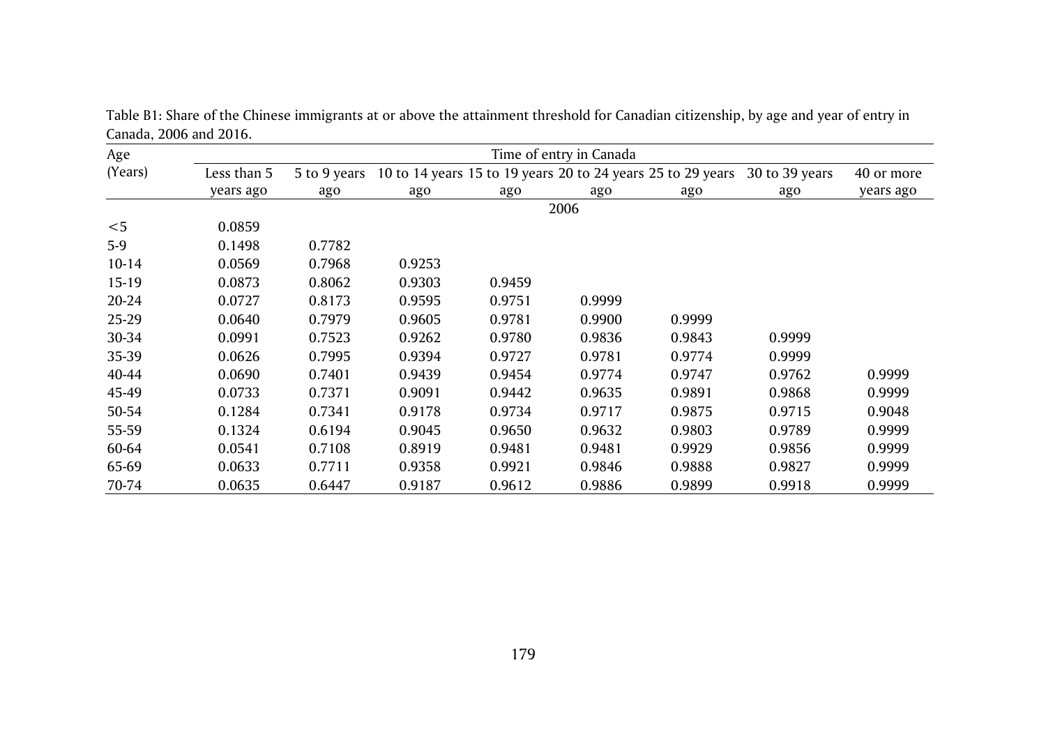Table B1: Share of the Chinese immigrants at or above the attainment threshold for Canadian citizenship, by age and year of entry in Canada, 2006 and 2016.

| Age (Years) | Time of entry in Canada | | | | | | | |
|---|---|---|---|---|---|---|---|---|
| | Less than 5 years ago | 5 to 9 years ago | 10 to 14 years ago | 15 to 19 years ago | 20 to 24 years ago | 25 to 29 years ago | 30 to 39 years ago | 40 or more years ago |
| | | | | | 2006 | | | |
| <5 | 0.0859 | | | | | | | |
| 5-9 | 0.1498 | 0.7782 | | | | | | |
| 10-14 | 0.0569 | 0.7968 | 0.9253 | | | | | |
| 15-19 | 0.0873 | 0.8062 | 0.9303 | 0.9459 | | | | |
| 20-24 | 0.0727 | 0.8173 | 0.9595 | 0.9751 | 0.9999 | | | |
| 25-29 | 0.0640 | 0.7979 | 0.9605 | 0.9781 | 0.9900 | 0.9999 | | |
| 30-34 | 0.0991 | 0.7523 | 0.9262 | 0.9780 | 0.9836 | 0.9843 | 0.9999 | |
| 35-39 | 0.0626 | 0.7995 | 0.9394 | 0.9727 | 0.9781 | 0.9774 | 0.9999 | |
| 40-44 | 0.0690 | 0.7401 | 0.9439 | 0.9454 | 0.9774 | 0.9747 | 0.9762 | 0.9999 |
| 45-49 | 0.0733 | 0.7371 | 0.9091 | 0.9442 | 0.9635 | 0.9891 | 0.9868 | 0.9999 |
| 50-54 | 0.1284 | 0.7341 | 0.9178 | 0.9734 | 0.9717 | 0.9875 | 0.9715 | 0.9048 |
| 55-59 | 0.1324 | 0.6194 | 0.9045 | 0.9650 | 0.9632 | 0.9803 | 0.9789 | 0.9999 |
| 60-64 | 0.0541 | 0.7108 | 0.8919 | 0.9481 | 0.9481 | 0.9929 | 0.9856 | 0.9999 |
| 65-69 | 0.0633 | 0.7711 | 0.9358 | 0.9921 | 0.9846 | 0.9888 | 0.9827 | 0.9999 |
| 70-74 | 0.0635 | 0.6447 | 0.9187 | 0.9612 | 0.9886 | 0.9899 | 0.9918 | 0.9999 |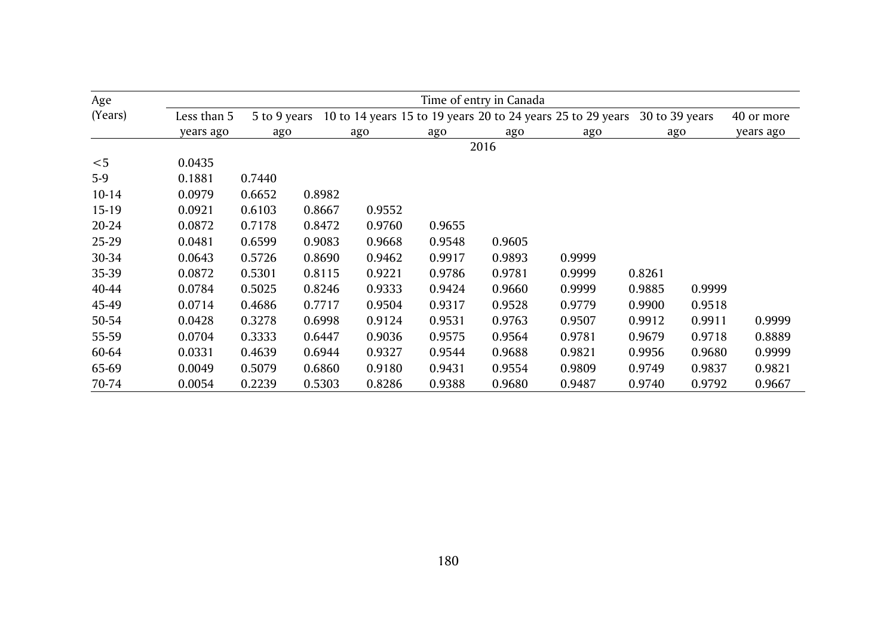| Age (Years) | Time of entry in Canada | | | | | | | | | |
|---|---|---|---|---|---|---|---|---|---|---|
| | Less than 5 years ago | 5 to 9 years ago | 10 to 14 years ago | 15 to 19 years ago | 20 to 24 years ago | 25 to 29 years ago | 30 to 39 years ago | | | 40 or more years ago |
| | 2016 | | | | | | | | | |
| <5 | 0.0435 | | | | | | | | | |
| 5-9 | 0.1881 | 0.7440 | | | | | | | | |
| 10-14 | 0.0979 | 0.6652 | 0.8982 | | | | | | | |
| 15-19 | 0.0921 | 0.6103 | 0.8667 | 0.9552 | | | | | | |
| 20-24 | 0.0872 | 0.7178 | 0.8472 | 0.9760 | 0.9655 | | | | | |
| 25-29 | 0.0481 | 0.6599 | 0.9083 | 0.9668 | 0.9548 | 0.9605 | | | | |
| 30-34 | 0.0643 | 0.5726 | 0.8690 | 0.9462 | 0.9917 | 0.9893 | 0.9999 | | | |
| 35-39 | 0.0872 | 0.5301 | 0.8115 | 0.9221 | 0.9786 | 0.9781 | 0.9999 | 0.8261 | | |
| 40-44 | 0.0784 | 0.5025 | 0.8246 | 0.9333 | 0.9424 | 0.9660 | 0.9999 | 0.9885 | 0.9999 | |
| 45-49 | 0.0714 | 0.4686 | 0.7717 | 0.9504 | 0.9317 | 0.9528 | 0.9779 | 0.9900 | 0.9518 | |
| 50-54 | 0.0428 | 0.3278 | 0.6998 | 0.9124 | 0.9531 | 0.9763 | 0.9507 | 0.9912 | 0.9911 | 0.9999 |
| 55-59 | 0.0704 | 0.3333 | 0.6447 | 0.9036 | 0.9575 | 0.9564 | 0.9781 | 0.9679 | 0.9718 | 0.8889 |
| 60-64 | 0.0331 | 0.4639 | 0.6944 | 0.9327 | 0.9544 | 0.9688 | 0.9821 | 0.9956 | 0.9680 | 0.9999 |
| 65-69 | 0.0049 | 0.5079 | 0.6860 | 0.9180 | 0.9431 | 0.9554 | 0.9809 | 0.9749 | 0.9837 | 0.9821 |
| 70-74 | 0.0054 | 0.2239 | 0.5303 | 0.8286 | 0.9388 | 0.9680 | 0.9487 | 0.9740 | 0.9792 | 0.9667 |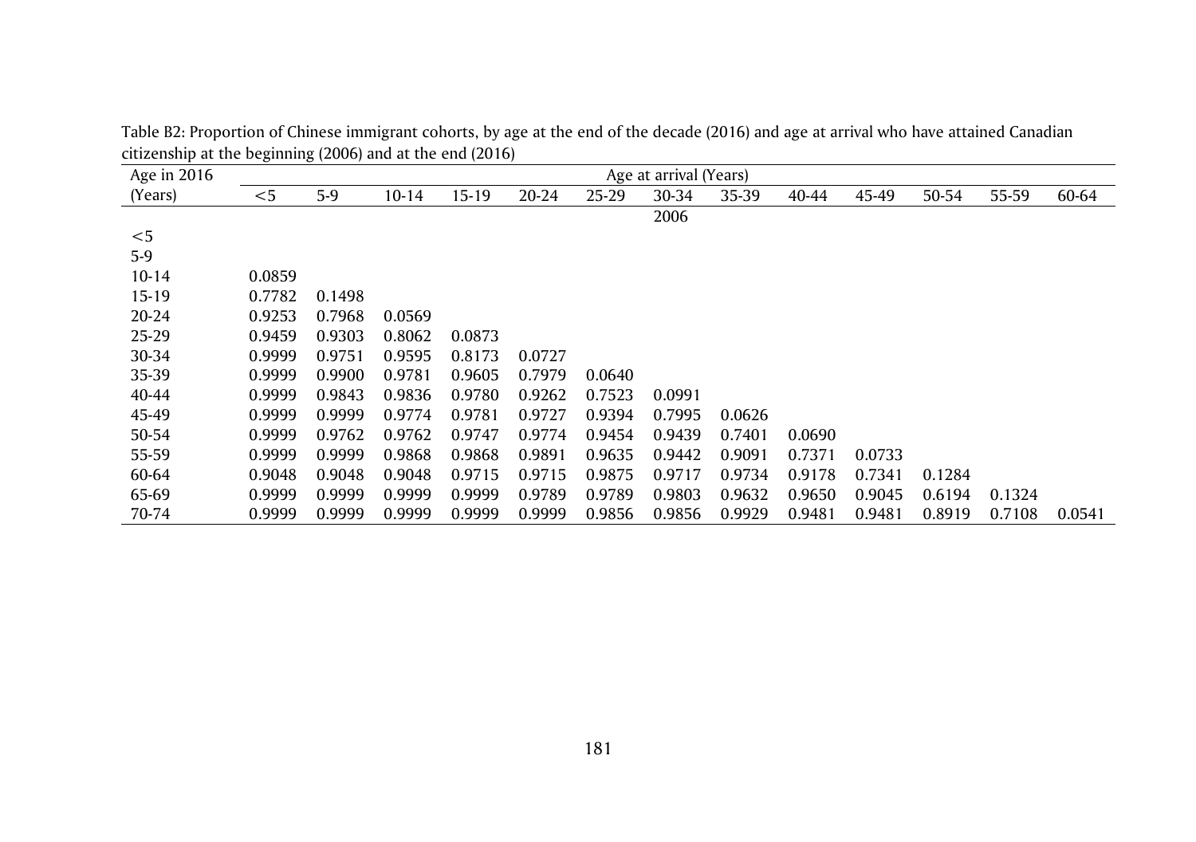Table B2: Proportion of Chinese immigrant cohorts, by age at the end of the decade (2016) and age at arrival who have attained Canadian citizenship at the beginning (2006) and at the end (2016)

| Age in 2016 | Age at arrival (Years) | | | | | | | | | | | | |
|---|---|---|---|---|---|---|---|---|---|---|---|---|---|
| (Years) | <5 | 5-9 | 10-14 | 15-19 | 20-24 | 25-29 | 30-34 | 35-39 | 40-44 | 45-49 | 50-54 | 55-59 | 60-64 |
| | | | | | | | 2006 | | | | | | |
| <5 | | | | | | | | | | | | | |
| 5-9 | | | | | | | | | | | | | |
| 10-14 | 0.0859 | | | | | | | | | | | | |
| 15-19 | 0.7782 | 0.1498 | | | | | | | | | | | |
| 20-24 | 0.9253 | 0.7968 | 0.0569 | | | | | | | | | | |
| 25-29 | 0.9459 | 0.9303 | 0.8062 | 0.0873 | | | | | | | | | |
| 30-34 | 0.9999 | 0.9751 | 0.9595 | 0.8173 | 0.0727 | | | | | | | | |
| 35-39 | 0.9999 | 0.9900 | 0.9781 | 0.9605 | 0.7979 | 0.0640 | | | | | | | |
| 40-44 | 0.9999 | 0.9843 | 0.9836 | 0.9780 | 0.9262 | 0.7523 | 0.0991 | | | | | | |
| 45-49 | 0.9999 | 0.9999 | 0.9774 | 0.9781 | 0.9727 | 0.9394 | 0.7995 | 0.0626 | | | | | |
| 50-54 | 0.9999 | 0.9762 | 0.9762 | 0.9747 | 0.9774 | 0.9454 | 0.9439 | 0.7401 | 0.0690 | | | | |
| 55-59 | 0.9999 | 0.9999 | 0.9868 | 0.9868 | 0.9891 | 0.9635 | 0.9442 | 0.9091 | 0.7371 | 0.0733 | | | |
| 60-64 | 0.9048 | 0.9048 | 0.9048 | 0.9715 | 0.9715 | 0.9875 | 0.9717 | 0.9734 | 0.9178 | 0.7341 | 0.1284 | | |
| 65-69 | 0.9999 | 0.9999 | 0.9999 | 0.9999 | 0.9789 | 0.9789 | 0.9803 | 0.9632 | 0.9650 | 0.9045 | 0.6194 | 0.1324 | |
| 70-74 | 0.9999 | 0.9999 | 0.9999 | 0.9999 | 0.9999 | 0.9856 | 0.9856 | 0.9929 | 0.9481 | 0.9481 | 0.8919 | 0.7108 | 0.0541 |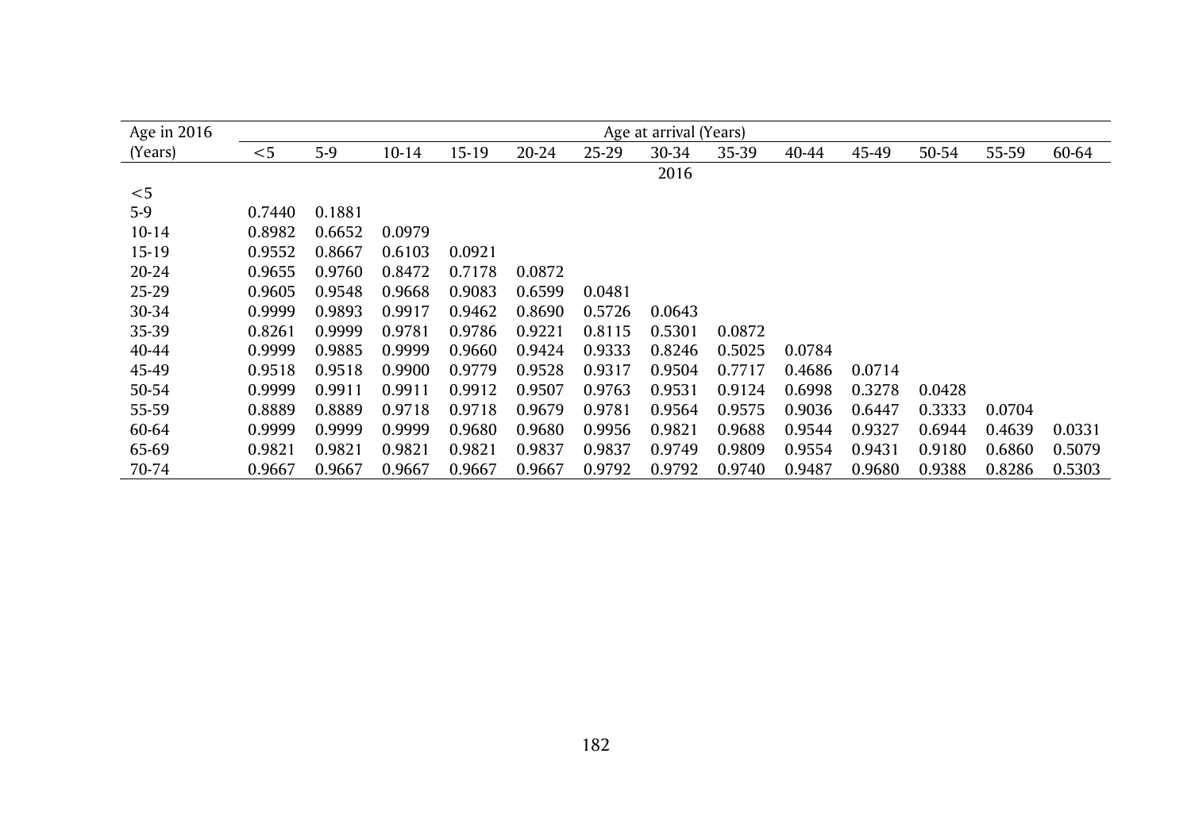| Age in 2016 | Age at arrival (Years) | | | | | | | | | | | | |
|---|---|---|---|---|---|---|---|---|---|---|---|---|---|
| (Years) | <5 | 5-9 | 10-14 | 15-19 | 20-24 | 25-29 | 30-34 | 35-39 | 40-44 | 45-49 | 50-54 | 55-59 | 60-64 |
| | | | | | | | 2016 | | | | | | |
| <5 | | | | | | | | | | | | | |
| 5-9 | 0.7440 | 0.1881 | | | | | | | | | | | |
| 10-14 | 0.8982 | 0.6652 | 0.0979 | | | | | | | | | | |
| 15-19 | 0.9552 | 0.8667 | 0.6103 | 0.0921 | | | | | | | | | |
| 20-24 | 0.9655 | 0.9760 | 0.8472 | 0.7178 | 0.0872 | | | | | | | | |
| 25-29 | 0.9605 | 0.9548 | 0.9668 | 0.9083 | 0.6599 | 0.0481 | | | | | | | |
| 30-34 | 0.9999 | 0.9893 | 0.9917 | 0.9462 | 0.8690 | 0.5726 | 0.0643 | | | | | | |
| 35-39 | 0.8261 | 0.9999 | 0.9781 | 0.9786 | 0.9221 | 0.8115 | 0.5301 | 0.0872 | | | | | |
| 40-44 | 0.9999 | 0.9885 | 0.9999 | 0.9660 | 0.9424 | 0.9333 | 0.8246 | 0.5025 | 0.0784 | | | | |
| 45-49 | 0.9518 | 0.9518 | 0.9900 | 0.9779 | 0.9528 | 0.9317 | 0.9504 | 0.7717 | 0.4686 | 0.0714 | | | |
| 50-54 | 0.9999 | 0.9911 | 0.9911 | 0.9912 | 0.9507 | 0.9763 | 0.9531 | 0.9124 | 0.6998 | 0.3278 | 0.0428 | | |
| 55-59 | 0.8889 | 0.8889 | 0.9718 | 0.9718 | 0.9679 | 0.9781 | 0.9564 | 0.9575 | 0.9036 | 0.6447 | 0.3333 | 0.0704 | |
| 60-64 | 0.9999 | 0.9999 | 0.9999 | 0.9680 | 0.9680 | 0.9956 | 0.9821 | 0.9688 | 0.9544 | 0.9327 | 0.6944 | 0.4639 | 0.0331 |
| 65-69 | 0.9821 | 0.9821 | 0.9821 | 0.9821 | 0.9837 | 0.9837 | 0.9749 | 0.9809 | 0.9554 | 0.9431 | 0.9180 | 0.6860 | 0.5079 |
| 70-74 | 0.9667 | 0.9667 | 0.9667 | 0.9667 | 0.9667 | 0.9792 | 0.9792 | 0.9740 | 0.9487 | 0.9680 | 0.9388 | 0.8286 | 0.5303 |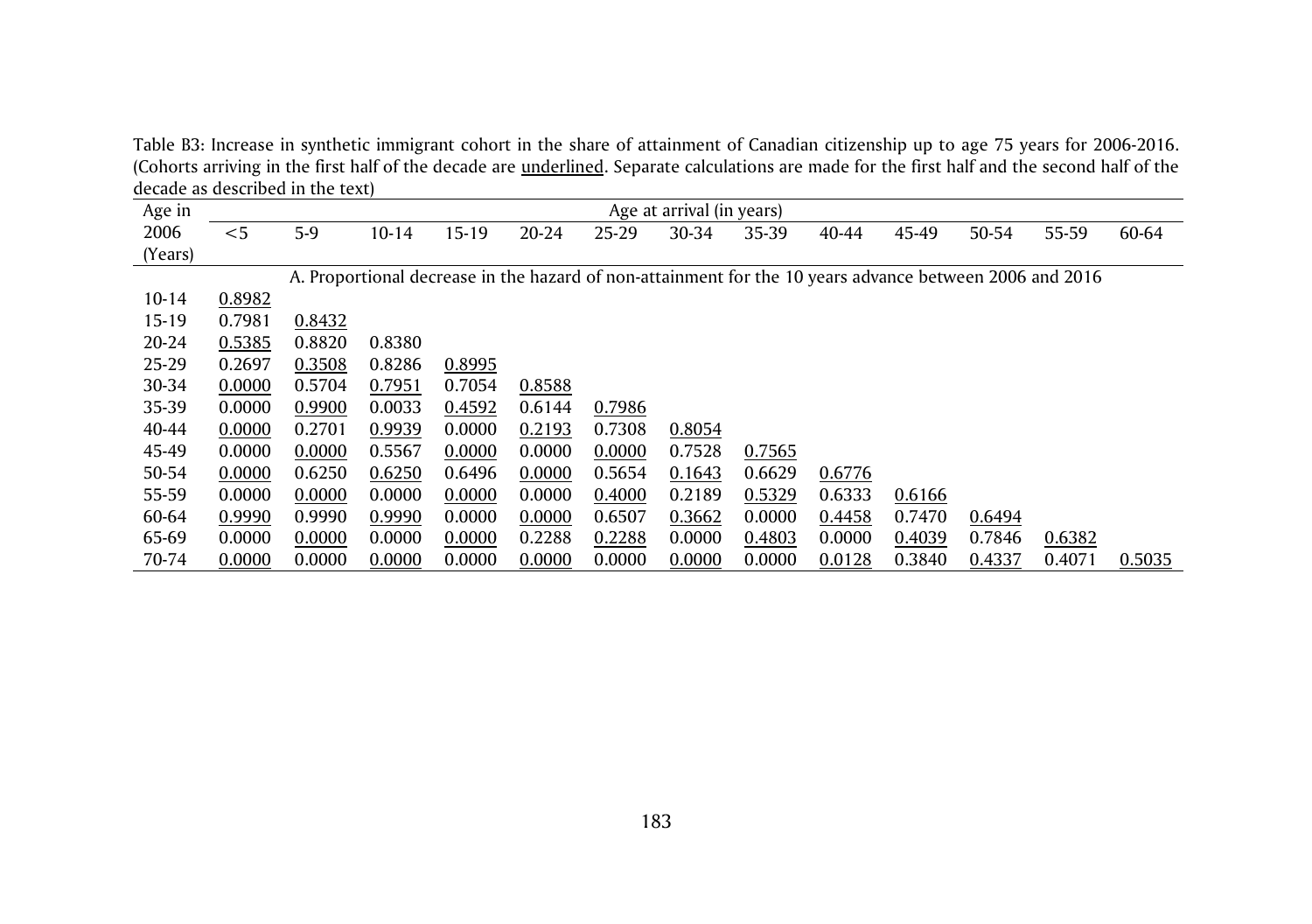Table B3: Increase in synthetic immigrant cohort in the share of attainment of Canadian citizenship up to age 75 years for 2006-2016. (Cohorts arriving in the first half of the decade are underlined. Separate calculations are made for the first half and the second half of the decade as described in the text)

| Age in 2006 (Years) | Age at arrival (in years) | | | | | | | | | | | | |
|---|---|---|---|---|---|---|---|---|---|---|---|---|---|
| | <5 | 5-9 | 10-14 | 15-19 | 20-24 | 25-29 | 30-34 | 35-39 | 40-44 | 45-49 | 50-54 | 55-59 | 60-64 |
| | A. Proportional decrease in the hazard of non-attainment for the 10 years advance between 2006 and 2016 | | | | | | | | | | | | |
| 10-14 | <u>0.8982</u> | | | | | | | | | | | | |
| 15-19 | 0.7981 | <u>0.8432</u> | | | | | | | | | | | |
| 20-24 | <u>0.5385</u> | 0.8820 | 0.8380 | | | | | | | | | | |
| 25-29 | 0.2697 | <u>0.3508</u> | 0.8286 | <u>0.8995</u> | | | | | | | | | |
| 30-34 | <u>0.0000</u> | 0.5704 | <u>0.7951</u> | 0.7054 | <u>0.8588</u> | | | | | | | | |
| 35-39 | 0.0000 | <u>0.9900</u> | 0.0033 | <u>0.4592</u> | 0.6144 | <u>0.7986</u> | | | | | | | |
| 40-44 | <u>0.0000</u> | 0.2701 | <u>0.9939</u> | 0.0000 | <u>0.2193</u> | 0.7308 | <u>0.8054</u> | | | | | | |
| 45-49 | 0.0000 | <u>0.0000</u> | 0.5567 | <u>0.0000</u> | 0.0000 | <u>0.0000</u> | 0.7528 | <u>0.7565</u> | | | | | |
| 50-54 | <u>0.0000</u> | 0.6250 | <u>0.6250</u> | 0.6496 | <u>0.0000</u> | 0.5654 | <u>0.1643</u> | 0.6629 | <u>0.6776</u> | | | | |
| 55-59 | 0.0000 | <u>0.0000</u> | 0.0000 | <u>0.0000</u> | 0.0000 | <u>0.4000</u> | 0.2189 | <u>0.5329</u> | 0.6333 | <u>0.6166</u> | | | |
| 60-64 | <u>0.9990</u> | 0.9990 | <u>0.9990</u> | 0.0000 | <u>0.0000</u> | 0.6507 | <u>0.3662</u> | 0.0000 | <u>0.4458</u> | 0.7470 | <u>0.6494</u> | | |
| 65-69 | 0.0000 | <u>0.0000</u> | 0.0000 | <u>0.0000</u> | 0.2288 | <u>0.2288</u> | 0.0000 | <u>0.4803</u> | 0.0000 | <u>0.4039</u> | 0.7846 | <u>0.6382</u> | |
| 70-74 | <u>0.0000</u> | 0.0000 | <u>0.0000</u> | 0.0000 | <u>0.0000</u> | 0.0000 | <u>0.0000</u> | 0.0000 | <u>0.0128</u> | 0.3840 | <u>0.4337</u> | 0.4071 | <u>0.5035</u> |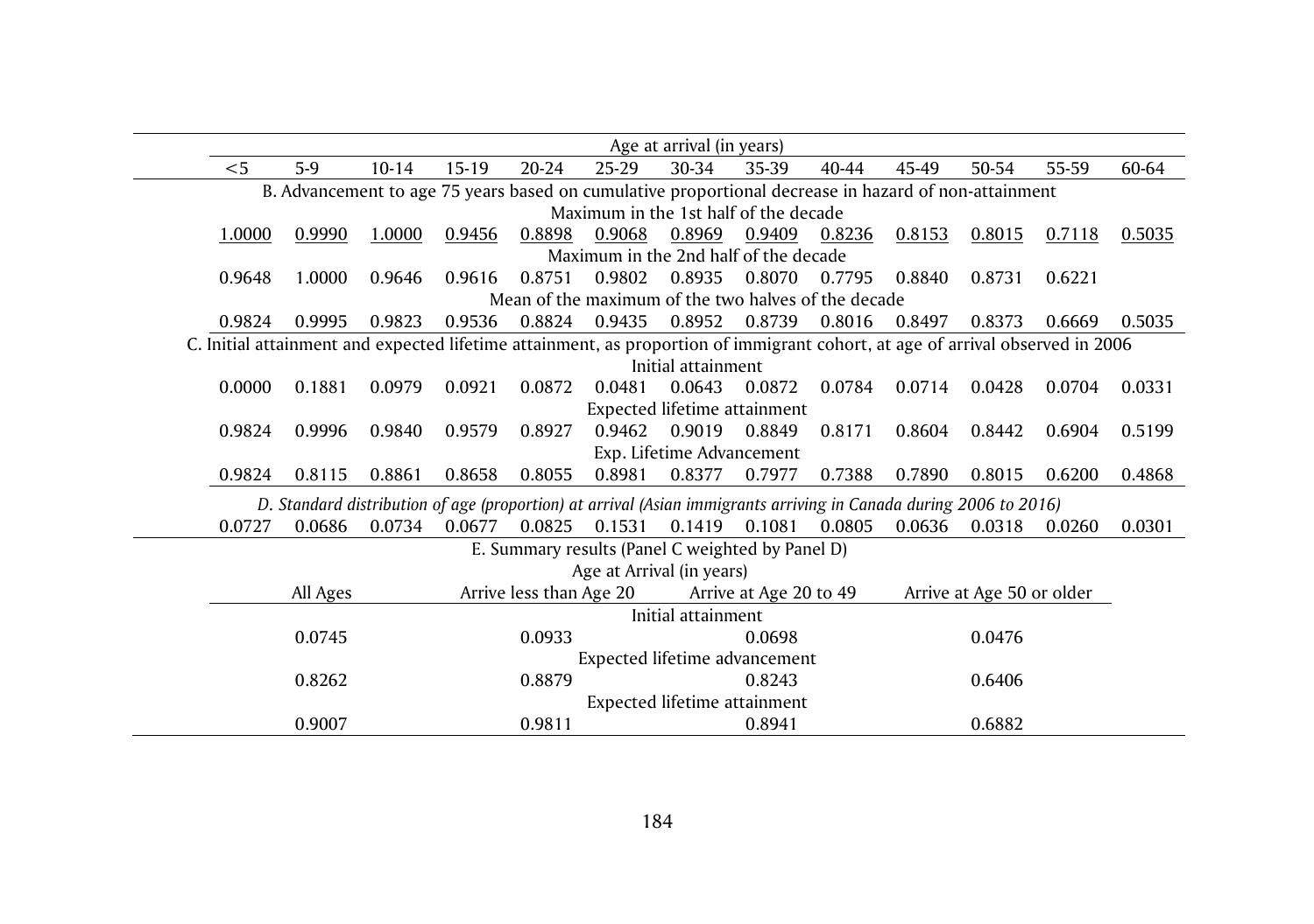| Age at arrival (in years) | | | | | | | | | | | | |
|---|---|---|---|---|---|---|---|---|---|---|---|---|
| <5 | 5-9 | 10-14 | 15-19 | 20-24 | 25-29 | 30-34 | 35-39 | 40-44 | 45-49 | 50-54 | 55-59 | 60-64 |
| B. Advancement to age 75 years based on cumulative proportional decrease in hazard of non-attainment | | | | | | | | | | | | |
| Maximum in the 1st half of the decade | | | | | | | | | | | | |
| 1.0000 | 0.9990 | 1.0000 | 0.9456 | 0.8898 | 0.9068 | 0.8969 | 0.9409 | 0.8236 | 0.8153 | 0.8015 | 0.7118 | 0.5035 |
| Maximum in the 2nd half of the decade | | | | | | | | | | | | |
| 0.9648 | 1.0000 | 0.9646 | 0.9616 | 0.8751 | 0.9802 | 0.8935 | 0.8070 | 0.7795 | 0.8840 | 0.8731 | 0.6221 | |
| Mean of the maximum of the two halves of the decade | | | | | | | | | | | | |
| 0.9824 | 0.9995 | 0.9823 | 0.9536 | 0.8824 | 0.9435 | 0.8952 | 0.8739 | 0.8016 | 0.8497 | 0.8373 | 0.6669 | 0.5035 |
| C. Initial attainment and expected lifetime attainment, as proportion of immigrant cohort, at age of arrival observed in 2006 | | | | | | | | | | | | |
| Initial attainment | | | | | | | | | | | | |
| 0.0000 | 0.1881 | 0.0979 | 0.0921 | 0.0872 | 0.0481 | 0.0643 | 0.0872 | 0.0784 | 0.0714 | 0.0428 | 0.0704 | 0.0331 |
| Expected lifetime attainment | | | | | | | | | | | | |
| 0.9824 | 0.9996 | 0.9840 | 0.9579 | 0.8927 | 0.9462 | 0.9019 | 0.8849 | 0.8171 | 0.8604 | 0.8442 | 0.6904 | 0.5199 |
| Exp. Lifetime Advancement | | | | | | | | | | | | |
| 0.9824 | 0.8115 | 0.8861 | 0.8658 | 0.8055 | 0.8981 | 0.8377 | 0.7977 | 0.7388 | 0.7890 | 0.8015 | 0.6200 | 0.4868 |
| *D. Standard distribution of age (proportion) at arrival (Asian immigrants arriving in Canada during 2006 to 2016)* | | | | | | | | | | | | |
| 0.0727 | 0.0686 | 0.0734 | 0.0677 | 0.0825 | 0.1531 | 0.1419 | 0.1081 | 0.0805 | 0.0636 | 0.0318 | 0.0260 | 0.0301 |

E. Summary results (Panel C weighted by Panel D)

| Age at Arrival (in years) | | | |
|---|---|---|---|
| All Ages | Arrive less than Age 20 | Arrive at Age 20 to 49 | Arrive at Age 50 or older |
| Initial attainment | | | |
| 0.0745 | 0.0933 | 0.0698 | 0.0476 |
| Expected lifetime advancement | | | |
| 0.8262 | 0.8879 | 0.8243 | 0.6406 |
| Expected lifetime attainment | | | |
| 0.9007 | 0.9811 | 0.8941 | 0.6882 |